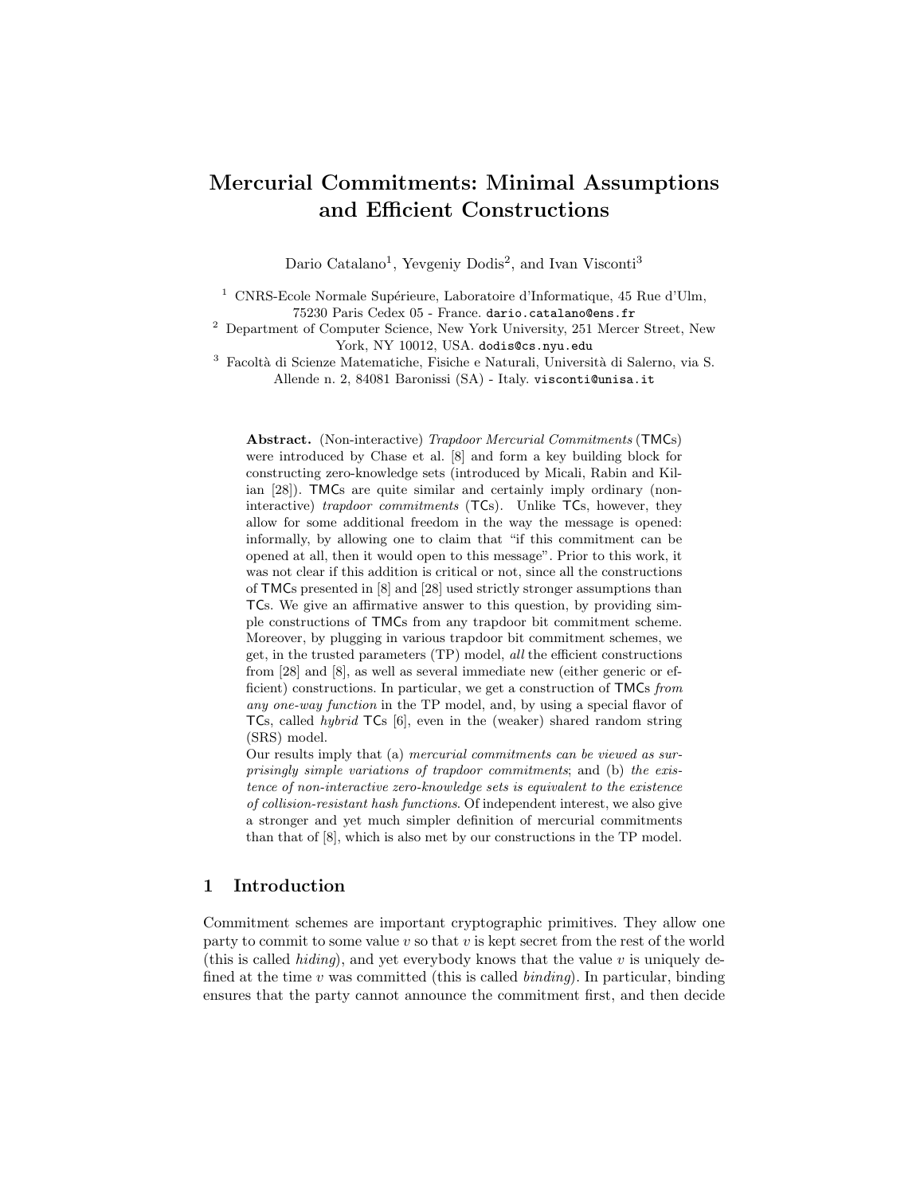# Mercurial Commitments: Minimal Assumptions and Efficient Constructions

Dario Catalano[1], Yevgeniy Dodis[2], and Ivan Visconti[3]

[1] CNRS-Ecole Normale Supérieure, Laboratoire d'Informatique, 45 Rue d'Ulm, 75230 Paris Cedex 05 - France. dario.catalano@ens.fr

[2] Department of Computer Science, New York University, 251 Mercer Street, New York, NY 10012, USA. dodis@cs.nyu.edu

[3] Facoltà di Scienze Matematiche, Fisiche e Naturali, Università di Salerno, via S. Allende n. 2, 84081 Baronissi (SA) - Italy. visconti@unisa.it

**Abstract.** (Non-interactive) *Trapdoor Mercurial Commitments* (TMCs) were introduced by Chase et al. [8] and form a key building block for constructing zero-knowledge sets (introduced by Micali, Rabin and Kilian [28]). TMCs are quite similar and certainly imply ordinary (non-interactive) *trapdoor commitments* (TCs). Unlike TCs, however, they allow for some additional freedom in the way the message is opened: informally, by allowing one to claim that "if this commitment can be opened at all, then it would open to this message". Prior to this work, it was not clear if this addition is critical or not, since all the constructions of TMCs presented in [8] and [28] used strictly stronger assumptions than TCs. We give an affirmative answer to this question, by providing simple constructions of TMCs from any trapdoor bit commitment scheme. Moreover, by plugging in various trapdoor bit commitment schemes, we get, in the trusted parameters (TP) model, *all* the efficient constructions from [28] and [8], as well as several immediate new (either generic or efficient) constructions. In particular, we get a construction of TMCs *from any one-way function* in the TP model, and, by using a special flavor of TCs, called *hybrid* TCs [6], even in the (weaker) shared random string (SRS) model.

Our results imply that (a) *mercurial commitments can be viewed as surprisingly simple variations of trapdoor commitments*; and (b) *the existence of non-interactive zero-knowledge sets is equivalent to the existence of collision-resistant hash functions*. Of independent interest, we also give a stronger and yet much simpler definition of mercurial commitments than that of [8], which is also met by our constructions in the TP model.

## 1 Introduction

Commitment schemes are important cryptographic primitives. They allow one party to commit to some value $v$ so that $v$ is kept secret from the rest of the world (this is called *hiding*), and yet everybody knows that the value $v$ is uniquely defined at the time $v$ was committed (this is called *binding*). In particular, binding ensures that the party cannot announce the commitment first, and then decide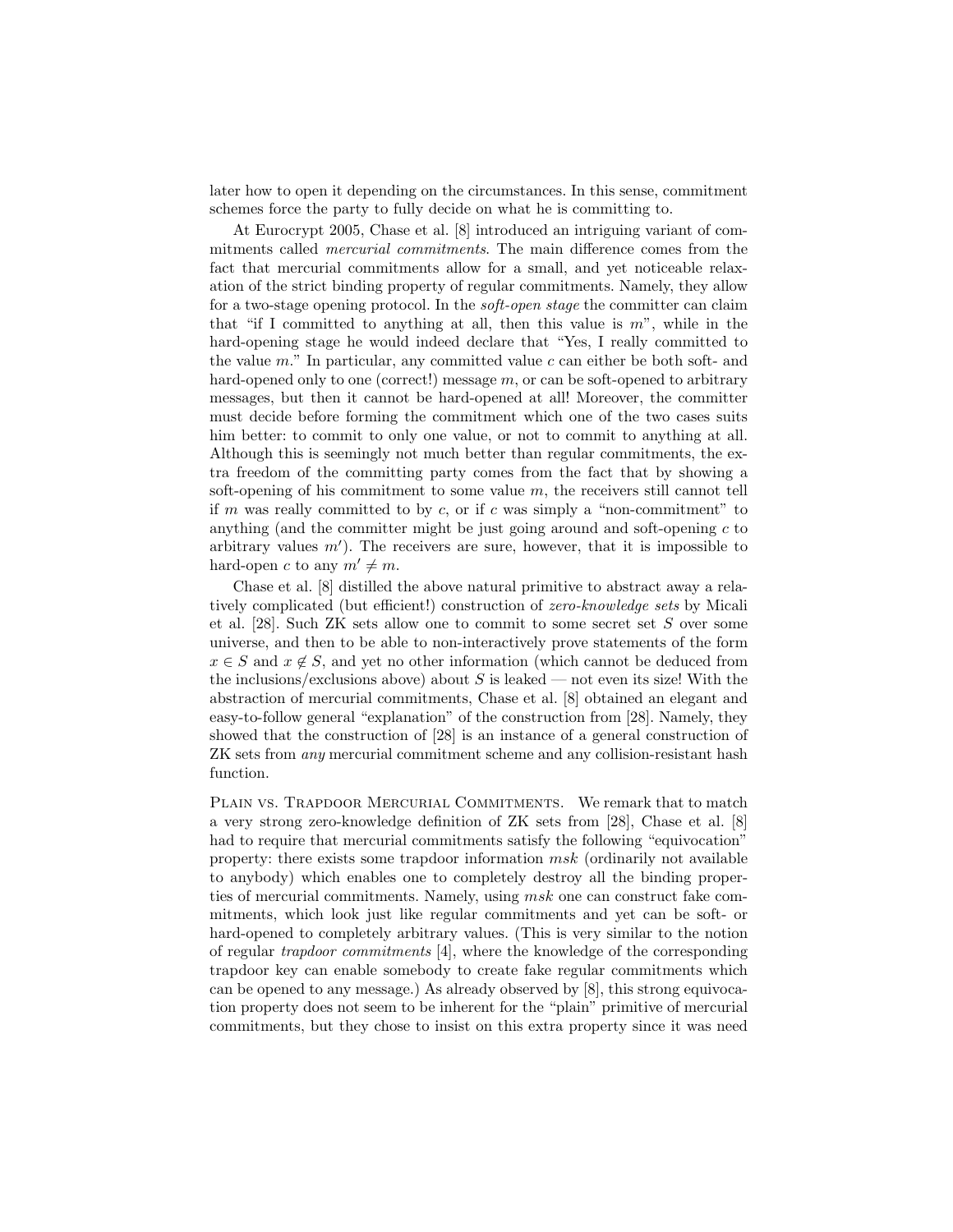later how to open it depending on the circumstances. In this sense, commitment schemes force the party to fully decide on what he is committing to.

At Eurocrypt 2005, Chase et al. [8] introduced an intriguing variant of commitments called *mercurial commitments*. The main difference comes from the fact that mercurial commitments allow for a small, and yet noticeable relaxation of the strict binding property of regular commitments. Namely, they allow for a two-stage opening protocol. In the *soft-open stage* the committer can claim that "if I committed to anything at all, then this value is $m$", while in the hard-opening stage he would indeed declare that "Yes, I really committed to the value $m$." In particular, any committed value $c$ can either be both soft- and hard-opened only to one (correct!) message $m$, or can be soft-opened to arbitrary messages, but then it cannot be hard-opened at all! Moreover, the committer must decide before forming the commitment which one of the two cases suits him better: to commit to only one value, or not to commit to anything at all. Although this is seemingly not much better than regular commitments, the extra freedom of the committing party comes from the fact that by showing a soft-opening of his commitment to some value $m$, the receivers still cannot tell if $m$ was really committed to by $c$, or if $c$ was simply a "non-commitment" to anything (and the committer might be just going around and soft-opening $c$ to arbitrary values $m'$). The receivers are sure, however, that it is impossible to hard-open $c$ to any $m' \neq m$.

Chase et al. [8] distilled the above natural primitive to abstract away a relatively complicated (but efficient!) construction of *zero-knowledge sets* by Micali et al. [28]. Such ZK sets allow one to commit to some secret set $S$ over some universe, and then to be able to non-interactively prove statements of the form $x \in S$ and $x \notin S$, and yet no other information (which cannot be deduced from the inclusions/exclusions above) about $S$ is leaked — not even its size! With the abstraction of mercurial commitments, Chase et al. [8] obtained an elegant and easy-to-follow general "explanation" of the construction from [28]. Namely, they showed that the construction of [28] is an instance of a general construction of ZK sets from *any* mercurial commitment scheme and any collision-resistant hash function.

Plain vs. Trapdoor Mercurial Commitments. We remark that to match a very strong zero-knowledge definition of ZK sets from [28], Chase et al. [8] had to require that mercurial commitments satisfy the following "equivocation" property: there exists some trapdoor information $msk$ (ordinarily not available to anybody) which enables one to completely destroy all the binding properties of mercurial commitments. Namely, using $msk$ one can construct fake commitments, which look just like regular commitments and yet can be soft- or hard-opened to completely arbitrary values. (This is very similar to the notion of regular *trapdoor commitments* [4], where the knowledge of the corresponding trapdoor key can enable somebody to create fake regular commitments which can be opened to any message.) As already observed by [8], this strong equivocation property does not seem to be inherent for the "plain" primitive of mercurial commitments, but they chose to insist on this extra property since it was need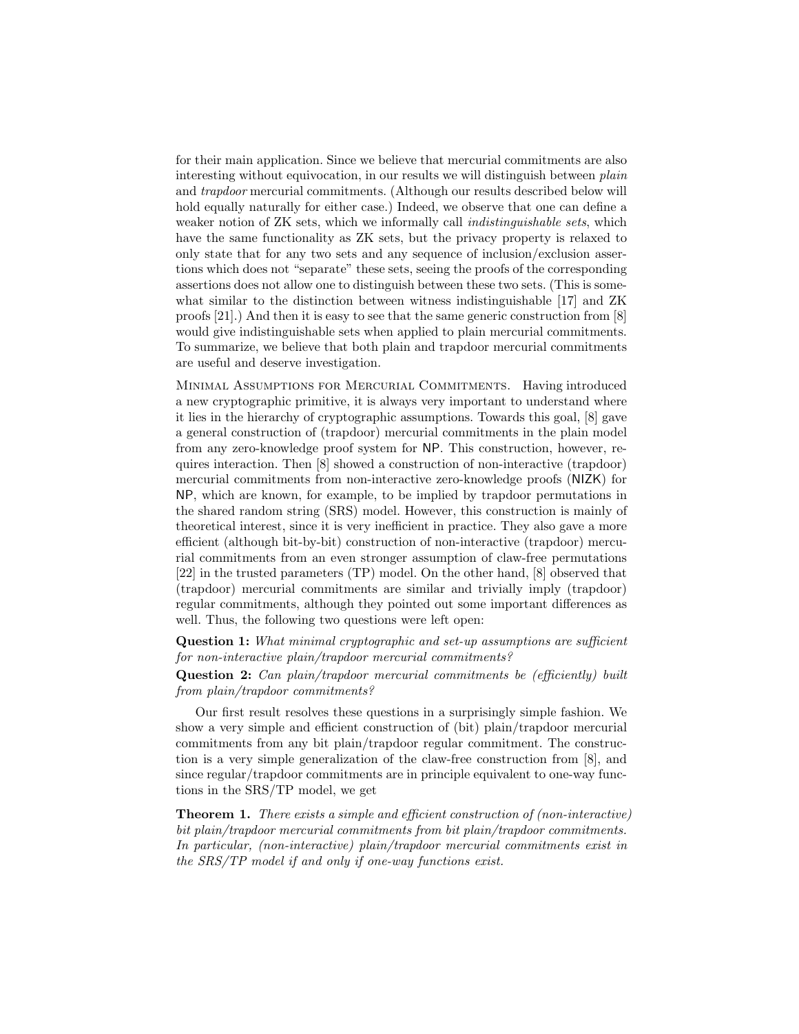for their main application. Since we believe that mercurial commitments are also interesting without equivocation, in our results we will distinguish between *plain* and *trapdoor* mercurial commitments. (Although our results described below will hold equally naturally for either case.) Indeed, we observe that one can define a weaker notion of ZK sets, which we informally call *indistinguishable sets*, which have the same functionality as ZK sets, but the privacy property is relaxed to only state that for any two sets and any sequence of inclusion/exclusion assertions which does not "separate" these sets, seeing the proofs of the corresponding assertions does not allow one to distinguish between these two sets. (This is somewhat similar to the distinction between witness indistinguishable [17] and ZK proofs [21].) And then it is easy to see that the same generic construction from [8] would give indistinguishable sets when applied to plain mercurial commitments. To summarize, we believe that both plain and trapdoor mercurial commitments are useful and deserve investigation.

Minimal Assumptions for Mercurial Commitments. Having introduced a new cryptographic primitive, it is always very important to understand where it lies in the hierarchy of cryptographic assumptions. Towards this goal, [8] gave a general construction of (trapdoor) mercurial commitments in the plain model from any zero-knowledge proof system for NP. This construction, however, requires interaction. Then [8] showed a construction of non-interactive (trapdoor) mercurial commitments from non-interactive zero-knowledge proofs (NIZK) for NP, which are known, for example, to be implied by trapdoor permutations in the shared random string (SRS) model. However, this construction is mainly of theoretical interest, since it is very inefficient in practice. They also gave a more efficient (although bit-by-bit) construction of non-interactive (trapdoor) mercurial commitments from an even stronger assumption of claw-free permutations [22] in the trusted parameters (TP) model. On the other hand, [8] observed that (trapdoor) mercurial commitments are similar and trivially imply (trapdoor) regular commitments, although they pointed out some important differences as well. Thus, the following two questions were left open:

**Question 1:** *What minimal cryptographic and set-up assumptions are sufficient for non-interactive plain/trapdoor mercurial commitments?*

**Question 2:** *Can plain/trapdoor mercurial commitments be (efficiently) built from plain/trapdoor commitments?*

Our first result resolves these questions in a surprisingly simple fashion. We show a very simple and efficient construction of (bit) plain/trapdoor mercurial commitments from any bit plain/trapdoor regular commitment. The construction is a very simple generalization of the claw-free construction from [8], and since regular/trapdoor commitments are in principle equivalent to one-way functions in the SRS/TP model, we get

**Theorem 1.** *There exists a simple and efficient construction of (non-interactive) bit plain/trapdoor mercurial commitments from bit plain/trapdoor commitments. In particular, (non-interactive) plain/trapdoor mercurial commitments exist in the SRS/TP model if and only if one-way functions exist.*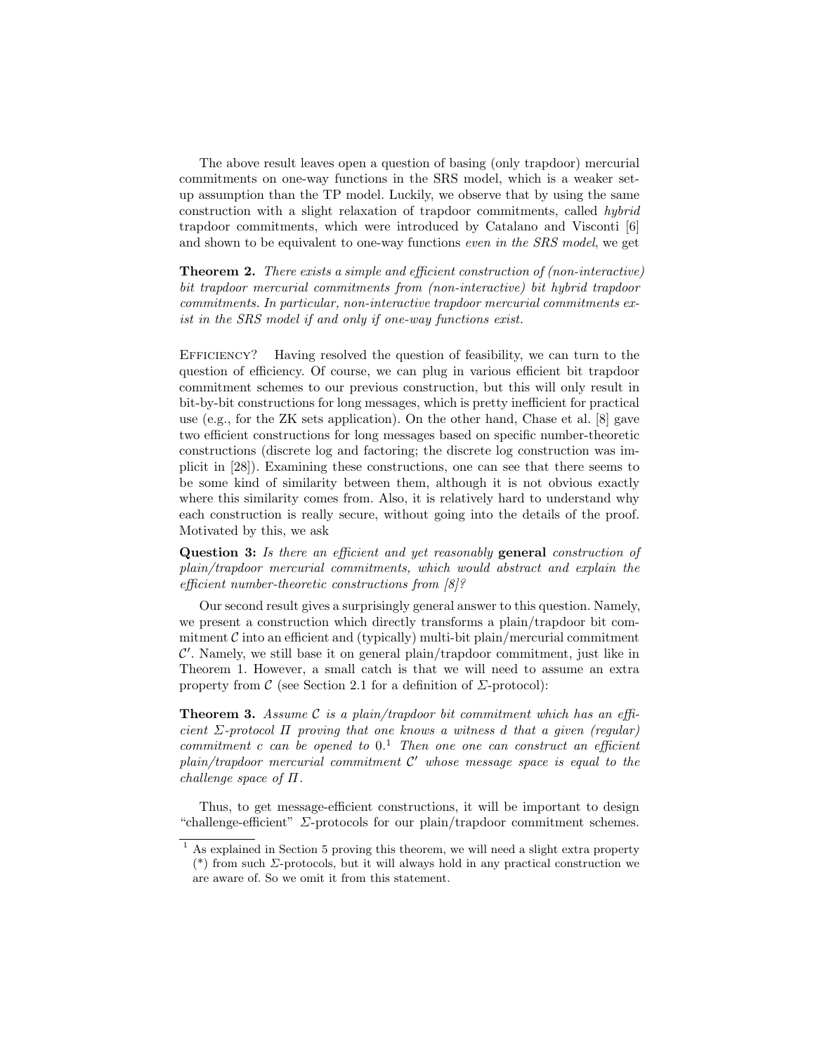The above result leaves open a question of basing (only trapdoor) mercurial commitments on one-way functions in the SRS model, which is a weaker set-up assumption than the TP model. Luckily, we observe that by using the same construction with a slight relaxation of trapdoor commitments, called *hybrid* trapdoor commitments, which were introduced by Catalano and Visconti [6] and shown to be equivalent to one-way functions *even in the SRS model*, we get

**Theorem 2.** *There exists a simple and efficient construction of (non-interactive) bit trapdoor mercurial commitments from (non-interactive) bit hybrid trapdoor commitments. In particular, non-interactive trapdoor mercurial commitments exist in the SRS model if and only if one-way functions exist.*

Efficiency? Having resolved the question of feasibility, we can turn to the question of efficiency. Of course, we can plug in various efficient bit trapdoor commitment schemes to our previous construction, but this will only result in bit-by-bit constructions for long messages, which is pretty inefficient for practical use (e.g., for the ZK sets application). On the other hand, Chase et al. [8] gave two efficient constructions for long messages based on specific number-theoretic constructions (discrete log and factoring; the discrete log construction was implicit in [28]). Examining these constructions, one can see that there seems to be some kind of similarity between them, although it is not obvious exactly where this similarity comes from. Also, it is relatively hard to understand why each construction is really secure, without going into the details of the proof. Motivated by this, we ask

**Question 3:** *Is there an efficient and yet reasonably* **general** *construction of plain/trapdoor mercurial commitments, which would abstract and explain the efficient number-theoretic constructions from [8]?*

Our second result gives a surprisingly general answer to this question. Namely, we present a construction which directly transforms a plain/trapdoor bit commitment $\mathcal{C}$ into an efficient and (typically) multi-bit plain/mercurial commitment $\mathcal{C}'$. Namely, we still base it on general plain/trapdoor commitment, just like in Theorem 1. However, a small catch is that we will need to assume an extra property from $\mathcal{C}$ (see Section 2.1 for a definition of $\Sigma$-protocol):

**Theorem 3.** *Assume $\mathcal{C}$ is a plain/trapdoor bit commitment which has an efficient $\Sigma$-protocol $\Pi$ proving that one knows a witness $d$ that a given (regular) commitment $c$ can be opened to 0.*[1] *Then one one can construct an efficient plain/trapdoor mercurial commitment $\mathcal{C}'$ whose message space is equal to the challenge space of $\Pi$.*

Thus, to get message-efficient constructions, it will be important to design "challenge-efficient" $\Sigma$-protocols for our plain/trapdoor commitment schemes.

[1] As explained in Section 5 proving this theorem, we will need a slight extra property (*) from such $\Sigma$-protocols, but it will always hold in any practical construction we are aware of. So we omit it from this statement.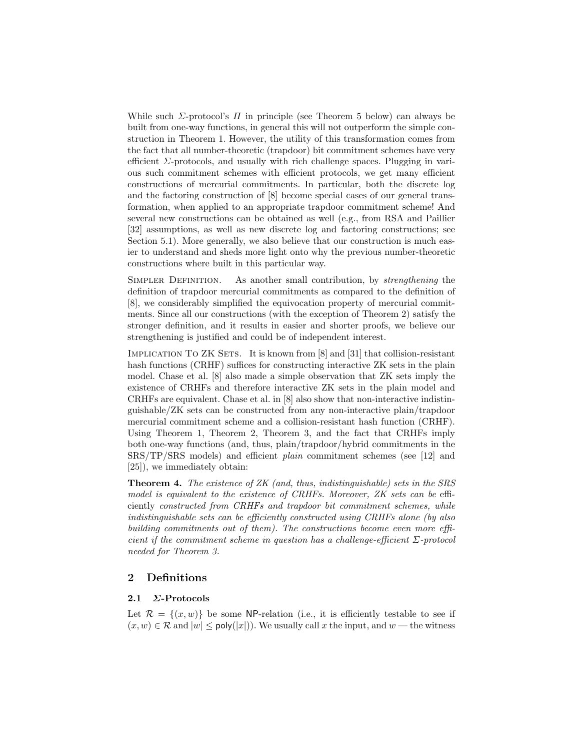While such $\Sigma$-protocol's $\Pi$ in principle (see Theorem 5 below) can always be built from one-way functions, in general this will not outperform the simple construction in Theorem 1. However, the utility of this transformation comes from the fact that all number-theoretic (trapdoor) bit commitment schemes have very efficient $\Sigma$-protocols, and usually with rich challenge spaces. Plugging in various such commitment schemes with efficient protocols, we get many efficient constructions of mercurial commitments. In particular, both the discrete log and the factoring construction of [8] become special cases of our general transformation, when applied to an appropriate trapdoor commitment scheme! And several new constructions can be obtained as well (e.g., from RSA and Paillier [32] assumptions, as well as new discrete log and factoring constructions; see Section 5.1). More generally, we also believe that our construction is much easier to understand and sheds more light onto why the previous number-theoretic constructions where built in this particular way.

Simpler Definition. As another small contribution, by *strengthening* the definition of trapdoor mercurial commitments as compared to the definition of [8], we considerably simplified the equivocation property of mercurial commitments. Since all our constructions (with the exception of Theorem 2) satisfy the stronger definition, and it results in easier and shorter proofs, we believe our strengthening is justified and could be of independent interest.

Implication To ZK Sets. It is known from [8] and [31] that collision-resistant hash functions (CRHF) suffices for constructing interactive ZK sets in the plain model. Chase et al. [8] also made a simple observation that ZK sets imply the existence of CRHFs and therefore interactive ZK sets in the plain model and CRHFs are equivalent. Chase et al. in [8] also show that non-interactive indistinguishable/ZK sets can be constructed from any non-interactive plain/trapdoor mercurial commitment scheme and a collision-resistant hash function (CRHF). Using Theorem 1, Theorem 2, Theorem 3, and the fact that CRHFs imply both one-way functions (and, thus, plain/trapdoor/hybrid commitments in the SRS/TP/SRS models) and efficient *plain* commitment schemes (see [12] and [25]), we immediately obtain:

**Theorem 4.** *The existence of ZK (and, thus, indistinguishable) sets in the SRS model is equivalent to the existence of CRHFs. Moreover, ZK sets can be* efficiently *constructed from CRHFs and trapdoor bit commitment schemes, while indistinguishable sets can be efficiently constructed using CRHFs alone (by also building commitments out of them). The constructions become even more efficient if the commitment scheme in question has a challenge-efficient $\Sigma$-protocol needed for Theorem 3.*

## 2 Definitions

### 2.1 $\Sigma$-Protocols

Let $\mathcal{R} = \{(x, w)\}$ be some NP-relation (i.e., it is efficiently testable to see if $(x, w) \in \mathcal{R}$ and $|w| \leq \mathsf{poly}(|x|)$). We usually call $x$ the input, and $w$ — the witness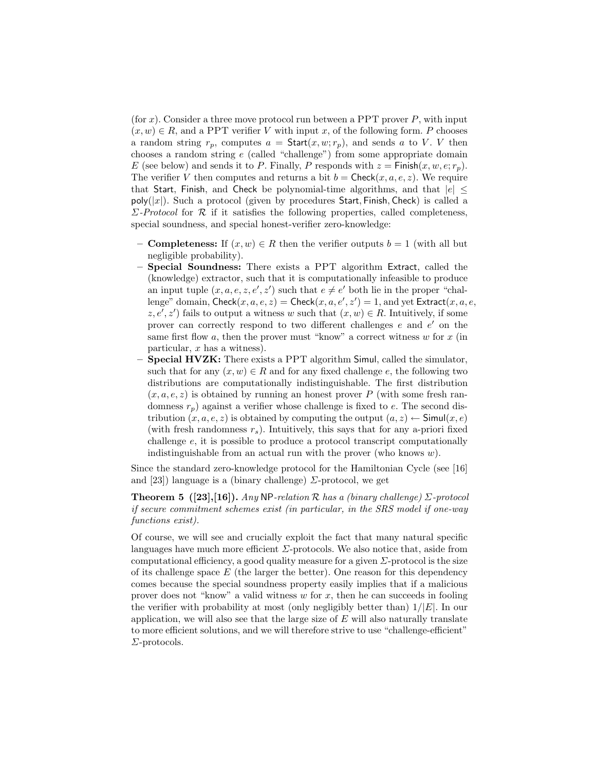(for $x$). Consider a three move protocol run between a PPT prover $P$, with input $(x, w) \in R$, and a PPT verifier $V$ with input $x$, of the following form. $P$ chooses a random string $r_p$, computes $a = \mathsf{Start}(x, w; r_p)$, and sends $a$ to $V$. $V$ then chooses a random string $e$ (called "challenge") from some appropriate domain $E$ (see below) and sends it to $P$. Finally, $P$ responds with $z = \mathsf{Finish}(x, w, e; r_p)$. The verifier $V$ then computes and returns a bit $b = \mathsf{Check}(x, a, e, z)$. We require that Start, Finish, and Check be polynomial-time algorithms, and that $|e| \leq \mathsf{poly}(|x|)$. Such a protocol (given by procedures Start, Finish, Check) is called a *Σ-Protocol* for $\mathcal{R}$ if it satisfies the following properties, called completeness, special soundness, and special honest-verifier zero-knowledge:

- **Completeness:** If $(x, w) \in R$ then the verifier outputs $b = 1$ (with all but negligible probability).
- **Special Soundness:** There exists a PPT algorithm Extract, called the (knowledge) extractor, such that it is computationally infeasible to produce an input tuple $(x, a, e, z, e', z')$ such that $e \neq e'$ both lie in the proper "challenge" domain, $\mathsf{Check}(x, a, e, z) = \mathsf{Check}(x, a, e', z') = 1$, and yet $\mathsf{Extract}(x, a, e, z, e', z')$ fails to output a witness $w$ such that $(x, w) \in R$. Intuitively, if some prover can correctly respond to two different challenges $e$ and $e'$ on the same first flow $a$, then the prover must "know" a correct witness $w$ for $x$ (in particular, $x$ has a witness).
- **Special HVZK:** There exists a PPT algorithm Simul, called the simulator, such that for any $(x, w) \in R$ and for any fixed challenge $e$, the following two distributions are computationally indistinguishable. The first distribution $(x, a, e, z)$ is obtained by running an honest prover $P$ (with some fresh randomness $r_p$) against a verifier whose challenge is fixed to $e$. The second distribution $(x, a, e, z)$ is obtained by computing the output $(a, z) \leftarrow \mathsf{Simul}(x, e)$ (with fresh randomness $r_s$). Intuitively, this says that for any a-priori fixed challenge $e$, it is possible to produce a protocol transcript computationally indistinguishable from an actual run with the prover (who knows $w$).

Since the standard zero-knowledge protocol for the Hamiltonian Cycle (see [16] and [23]) language is a (binary challenge) Σ-protocol, we get

**Theorem 5 ([23],[16]).** *Any* NP*-relation $\mathcal{R}$ has a (binary challenge) Σ-protocol if secure commitment schemes exist (in particular, in the SRS model if one-way functions exist).*

Of course, we will see and crucially exploit the fact that many natural specific languages have much more efficient Σ-protocols. We also notice that, aside from computational efficiency, a good quality measure for a given Σ-protocol is the size of its challenge space $E$ (the larger the better). One reason for this dependency comes because the special soundness property easily implies that if a malicious prover does not "know" a valid witness $w$ for $x$, then he can succeeds in fooling the verifier with probability at most (only negligibly better than) $1/|E|$. In our application, we will also see that the large size of $E$ will also naturally translate to more efficient solutions, and we will therefore strive to use "challenge-efficient" Σ-protocols.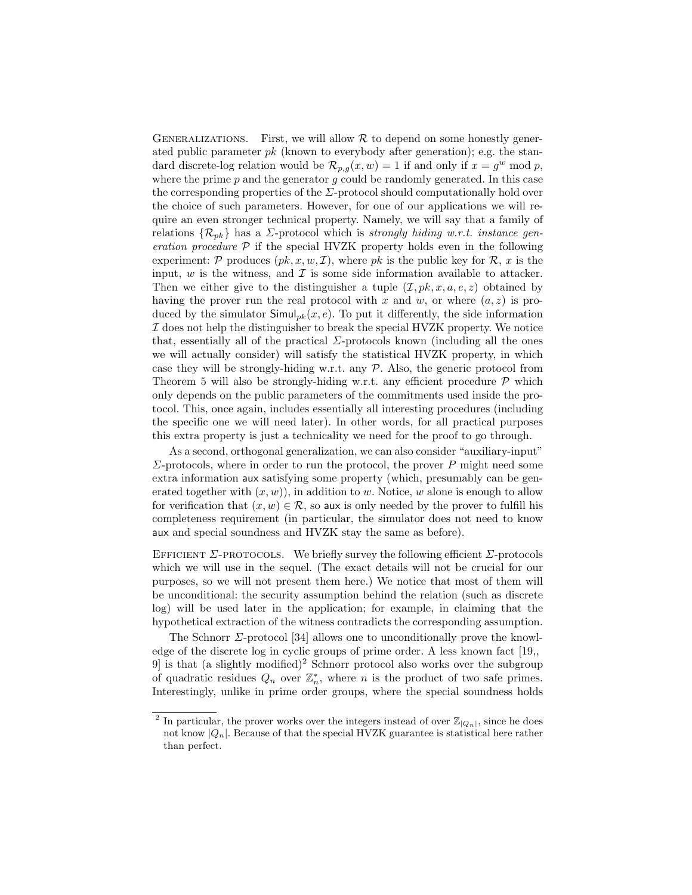**Generalizations.** First, we will allow $\mathcal{R}$ to depend on some honestly generated public parameter $pk$ (known to everybody after generation); e.g. the standard discrete-log relation would be $\mathcal{R}_{p,g}(x, w) = 1$ if and only if $x = g^w \bmod p$, where the prime $p$ and the generator $g$ could be randomly generated. In this case the corresponding properties of the $\Sigma$-protocol should computationally hold over the choice of such parameters. However, for one of our applications we will require an even stronger technical property. Namely, we will say that a family of relations $\{\mathcal{R}_{pk}\}$ has a $\Sigma$-protocol which is *strongly hiding w.r.t. instance generation procedure* $\mathcal{P}$ if the special HVZK property holds even in the following experiment: $\mathcal{P}$ produces $(pk, x, w, \mathcal{I})$, where $pk$ is the public key for $\mathcal{R}$, $x$ is the input, $w$ is the witness, and $\mathcal{I}$ is some side information available to attacker. Then we either give to the distinguisher a tuple $(\mathcal{I}, pk, x, a, e, z)$ obtained by having the prover run the real protocol with $x$ and $w$, or where $(a, z)$ is produced by the simulator $\mathsf{Simul}_{pk}(x, e)$. To put it differently, the side information $\mathcal{I}$ does not help the distinguisher to break the special HVZK property. We notice that, essentially all of the practical $\Sigma$-protocols known (including all the ones we will actually consider) will satisfy the statistical HVZK property, in which case they will be strongly-hiding w.r.t. any $\mathcal{P}$. Also, the generic protocol from Theorem 5 will also be strongly-hiding w.r.t. any efficient procedure $\mathcal{P}$ which only depends on the public parameters of the commitments used inside the protocol. This, once again, includes essentially all interesting procedures (including the specific one we will need later). In other words, for all practical purposes this extra property is just a technicality we need for the proof to go through.

As a second, orthogonal generalization, we can also consider "auxiliary-input" $\Sigma$-protocols, where in order to run the protocol, the prover $P$ might need some extra information $\mathsf{aux}$ satisfying some property (which, presumably can be generated together with $(x, w)$), in addition to $w$. Notice, $w$ alone is enough to allow for verification that $(x, w) \in \mathcal{R}$, so $\mathsf{aux}$ is only needed by the prover to fulfill his completeness requirement (in particular, the simulator does not need to know $\mathsf{aux}$ and special soundness and HVZK stay the same as before).

**Efficient $\Sigma$-protocols.** We briefly survey the following efficient $\Sigma$-protocols which we will use in the sequel. (The exact details will not be crucial for our purposes, so we will not present them here.) We notice that most of them will be unconditional: the security assumption behind the relation (such as discrete log) will be used later in the application; for example, in claiming that the hypothetical extraction of the witness contradicts the corresponding assumption.

The Schnorr $\Sigma$-protocol [34] allows one to unconditionally prove the knowledge of the discrete log in cyclic groups of prime order. A less known fact [19,, 9] is that (a slightly modified)[2] Schnorr protocol also works over the subgroup of quadratic residues $Q_n$ over $\mathbb{Z}_n^*$, where $n$ is the product of two safe primes. Interestingly, unlike in prime order groups, where the special soundness holds

---

[2] In particular, the prover works over the integers instead of over $\mathbb{Z}_{|Q_n|}$, since he does not know $|Q_n|$. Because of that the special HVZK guarantee is statistical here rather than perfect.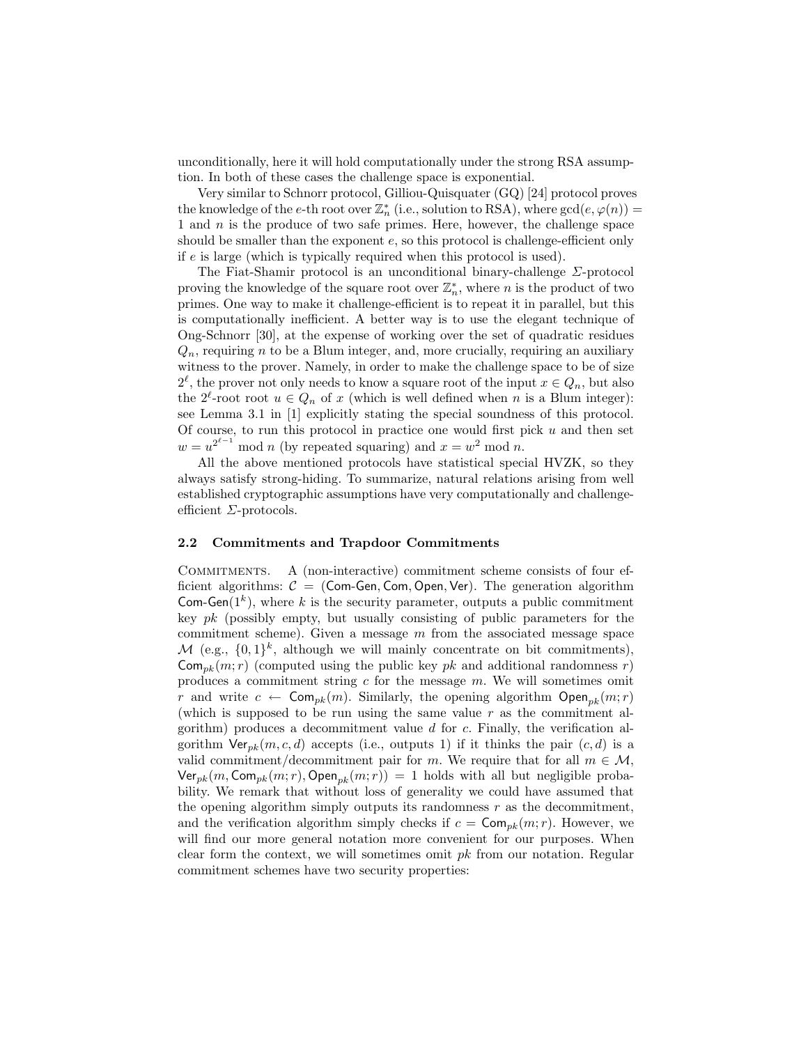unconditionally, here it will hold computationally under the strong RSA assumption. In both of these cases the challenge space is exponential.

Very similar to Schnorr protocol, Gilliou-Quisquater (GQ) [24] protocol proves the knowledge of the $e$-th root over $\mathbb{Z}_n^*$ (i.e., solution to RSA), where $\gcd(e, \varphi(n)) = 1$ and $n$ is the produce of two safe primes. Here, however, the challenge space should be smaller than the exponent $e$, so this protocol is challenge-efficient only if $e$ is large (which is typically required when this protocol is used).

The Fiat-Shamir protocol is an unconditional binary-challenge $\Sigma$-protocol proving the knowledge of the square root over $\mathbb{Z}_n^*$, where $n$ is the product of two primes. One way to make it challenge-efficient is to repeat it in parallel, but this is computationally inefficient. A better way is to use the elegant technique of Ong-Schnorr [30], at the expense of working over the set of quadratic residues $Q_n$, requiring $n$ to be a Blum integer, and, more crucially, requiring an auxiliary witness to the prover. Namely, in order to make the challenge space to be of size $2^\ell$, the prover not only needs to know a square root of the input $x \in Q_n$, but also the $2^\ell$-root root $u \in Q_n$ of $x$ (which is well defined when $n$ is a Blum integer): see Lemma 3.1 in [1] explicitly stating the special soundness of this protocol. Of course, to run this protocol in practice one would first pick $u$ and then set $w = u^{2^{\ell-1}} \bmod n$ (by repeated squaring) and $x = w^2 \bmod n$.

All the above mentioned protocols have statistical special HVZK, so they always satisfy strong-hiding. To summarize, natural relations arising from well established cryptographic assumptions have very computationally and challenge-efficient $\Sigma$-protocols.

### 2.2 Commitments and Trapdoor Commitments

COMMITMENTS. A (non-interactive) commitment scheme consists of four efficient algorithms: $\mathcal{C} = (\mathsf{Com\text{-}Gen}, \mathsf{Com}, \mathsf{Open}, \mathsf{Ver})$. The generation algorithm $\mathsf{Com\text{-}Gen}(1^k)$, where $k$ is the security parameter, outputs a public commitment key $pk$ (possibly empty, but usually consisting of public parameters for the commitment scheme). Given a message $m$ from the associated message space $\mathcal{M}$ (e.g., $\{0,1\}^k$, although we will mainly concentrate on bit commitments), $\mathsf{Com}_{pk}(m; r)$ (computed using the public key $pk$ and additional randomness $r$) produces a commitment string $c$ for the message $m$. We will sometimes omit $r$ and write $c \leftarrow \mathsf{Com}_{pk}(m)$. Similarly, the opening algorithm $\mathsf{Open}_{pk}(m; r)$ (which is supposed to be run using the same value $r$ as the commitment algorithm) produces a decommitment value $d$ for $c$. Finally, the verification algorithm $\mathsf{Ver}_{pk}(m, c, d)$ accepts (i.e., outputs 1) if it thinks the pair $(c, d)$ is a valid commitment/decommitment pair for $m$. We require that for all $m \in \mathcal{M}$, $\mathsf{Ver}_{pk}(m, \mathsf{Com}_{pk}(m; r), \mathsf{Open}_{pk}(m; r)) = 1$ holds with all but negligible probability. We remark that without loss of generality we could have assumed that the opening algorithm simply outputs its randomness $r$ as the decommitment, and the verification algorithm simply checks if $c = \mathsf{Com}_{pk}(m; r)$. However, we will find our more general notation more convenient for our purposes. When clear form the context, we will sometimes omit $pk$ from our notation. Regular commitment schemes have two security properties: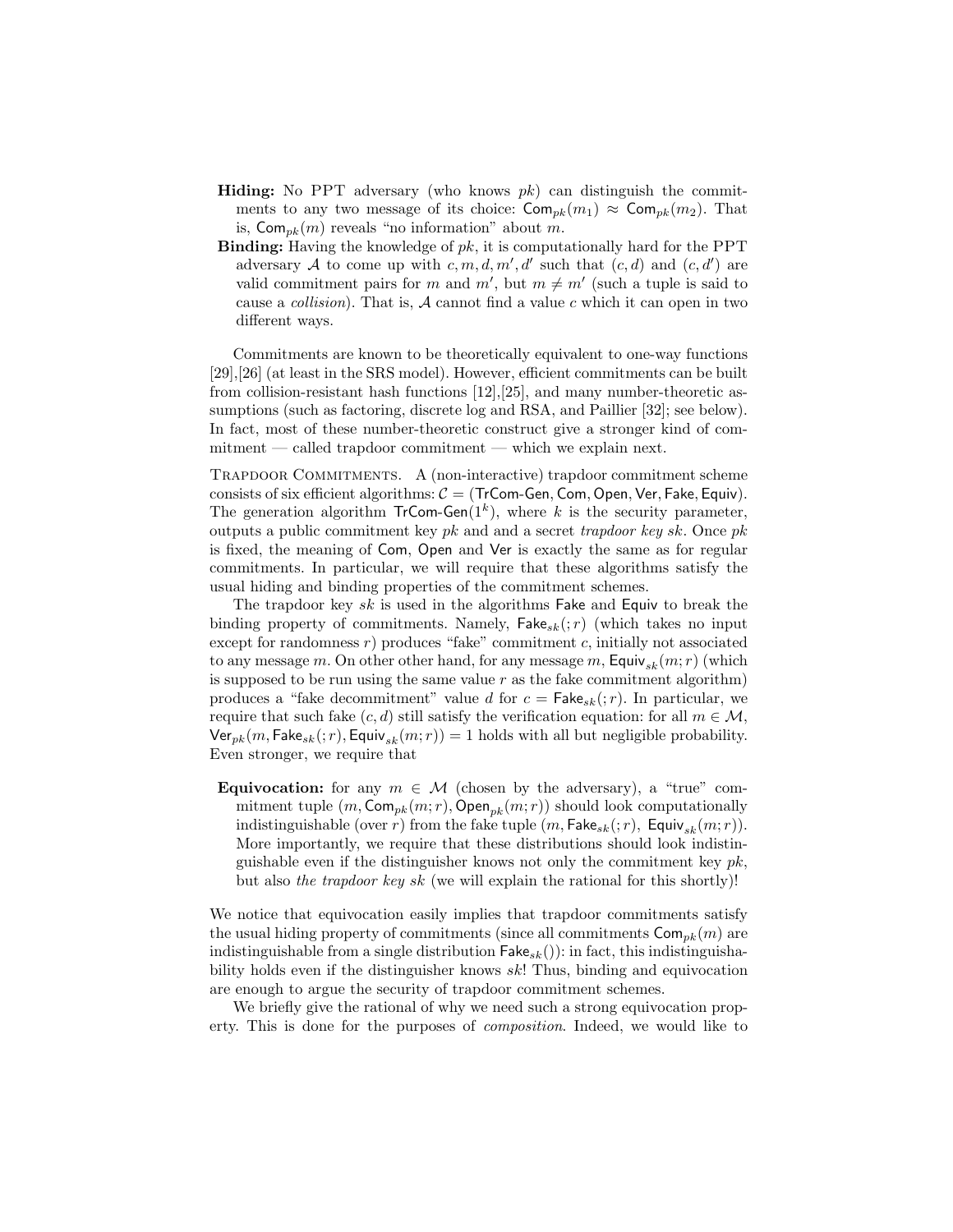**Hiding:** No PPT adversary (who knows $pk$) can distinguish the commitments to any two message of its choice: $\mathsf{Com}_{pk}(m_1) \approx \mathsf{Com}_{pk}(m_2)$. That is, $\mathsf{Com}_{pk}(m)$ reveals "no information" about $m$.

**Binding:** Having the knowledge of $pk$, it is computationally hard for the PPT adversary $\mathcal{A}$ to come up with $c, m, d, m', d'$ such that $(c, d)$ and $(c, d')$ are valid commitment pairs for $m$ and $m'$, but $m \neq m'$ (such a tuple is said to cause a *collision*). That is, $\mathcal{A}$ cannot find a value $c$ which it can open in two different ways.

Commitments are known to be theoretically equivalent to one-way functions [29],[26] (at least in the SRS model). However, efficient commitments can be built from collision-resistant hash functions [12],[25], and many number-theoretic assumptions (such as factoring, discrete log and RSA, and Paillier [32]; see below). In fact, most of these number-theoretic construct give a stronger kind of commitment — called trapdoor commitment — which we explain next.

Trapdoor Commitments. A (non-interactive) trapdoor commitment scheme consists of six efficient algorithms: $\mathcal{C} = (\mathsf{TrCom\text{-}Gen}, \mathsf{Com}, \mathsf{Open}, \mathsf{Ver}, \mathsf{Fake}, \mathsf{Equiv})$. The generation algorithm $\mathsf{TrCom\text{-}Gen}(1^k)$, where $k$ is the security parameter, outputs a public commitment key $pk$ and and a secret *trapdoor key* $sk$. Once $pk$ is fixed, the meaning of $\mathsf{Com}$, $\mathsf{Open}$ and $\mathsf{Ver}$ is exactly the same as for regular commitments. In particular, we will require that these algorithms satisfy the usual hiding and binding properties of the commitment schemes.

The trapdoor key $sk$ is used in the algorithms $\mathsf{Fake}$ and $\mathsf{Equiv}$ to break the binding property of commitments. Namely, $\mathsf{Fake}_{sk}(;r)$ (which takes no input except for randomness $r$) produces "fake" commitment $c$, initially not associated to any message $m$. On other other hand, for any message $m$, $\mathsf{Equiv}_{sk}(m;r)$ (which is supposed to be run using the same value $r$ as the fake commitment algorithm) produces a "fake decommitment" value $d$ for $c = \mathsf{Fake}_{sk}(;r)$. In particular, we require that such fake $(c, d)$ still satisfy the verification equation: for all $m \in \mathcal{M}$, $\mathsf{Ver}_{pk}(m, \mathsf{Fake}_{sk}(;r), \mathsf{Equiv}_{sk}(m;r)) = 1$ holds with all but negligible probability. Even stronger, we require that

**Equivocation:** for any $m \in \mathcal{M}$ (chosen by the adversary), a "true" commitment tuple $(m, \mathsf{Com}_{pk}(m;r), \mathsf{Open}_{pk}(m;r))$ should look computationally indistinguishable (over $r$) from the fake tuple $(m, \mathsf{Fake}_{sk}(;r),\ \mathsf{Equiv}_{sk}(m;r))$. More importantly, we require that these distributions should look indistinguishable even if the distinguisher knows not only the commitment key $pk$, but also *the trapdoor key $sk$* (we will explain the rational for this shortly)!

We notice that equivocation easily implies that trapdoor commitments satisfy the usual hiding property of commitments (since all commitments $\mathsf{Com}_{pk}(m)$ are indistinguishable from a single distribution $\mathsf{Fake}_{sk}()$): in fact, this indistinguishability holds even if the distinguisher knows $sk$! Thus, binding and equivocation are enough to argue the security of trapdoor commitment schemes.

We briefly give the rational of why we need such a strong equivocation property. This is done for the purposes of *composition*. Indeed, we would like to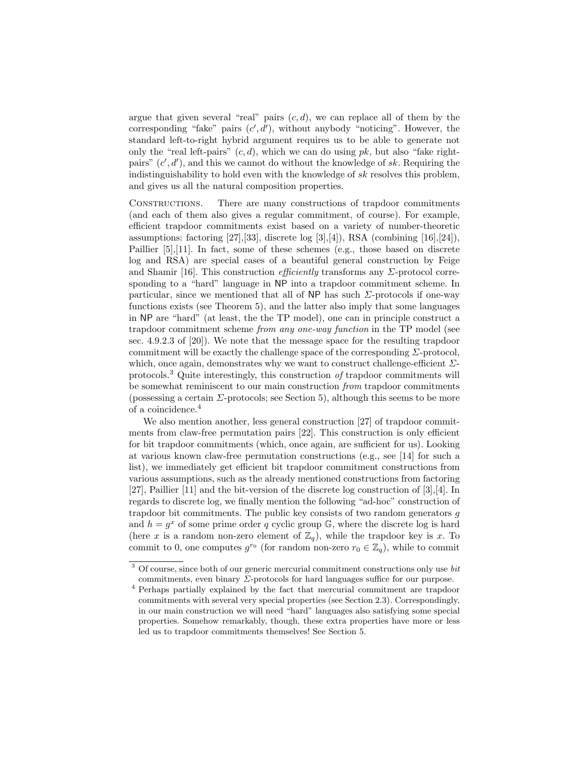argue that given several "real" pairs $(c, d)$, we can replace all of them by the corresponding "fake" pairs $(c', d')$, without anybody "noticing". However, the standard left-to-right hybrid argument requires us to be able to generate not only the "real left-pairs" $(c, d)$, which we can do using $pk$, but also "fake right-pairs" $(c', d')$, and this we cannot do without the knowledge of $sk$. Requiring the indistinguishability to hold even with the knowledge of $sk$ resolves this problem, and gives us all the natural composition properties.

Constructions. There are many constructions of trapdoor commitments (and each of them also gives a regular commitment, of course). For example, efficient trapdoor commitments exist based on a variety of number-theoretic assumptions: factoring [27],[33], discrete log [3],[4]), RSA (combining [16],[24]), Paillier [5],[11]. In fact, some of these schemes (e.g., those based on discrete log and RSA) are special cases of a beautiful general construction by Feige and Shamir [16]. This construction *efficiently* transforms any $\Sigma$-protocol corresponding to a "hard" language in NP into a trapdoor commitment scheme. In particular, since we mentioned that all of NP has such $\Sigma$-protocols if one-way functions exists (see Theorem 5), and the latter also imply that some languages in NP are "hard" (at least, the the TP model), one can in principle construct a trapdoor commitment scheme *from any one-way function* in the TP model (see sec. 4.9.2.3 of [20]). We note that the message space for the resulting trapdoor commitment will be exactly the challenge space of the corresponding $\Sigma$-protocol, which, once again, demonstrates why we want to construct challenge-efficient $\Sigma$-protocols.[3] Quite interestingly, this construction *of* trapdoor commitments will be somewhat reminiscent to our main construction *from* trapdoor commitments (possessing a certain $\Sigma$-protocols; see Section 5), although this seems to be more of a coincidence.[4]

We also mention another, less general construction [27] of trapdoor commitments from claw-free permutation pairs [22]. This construction is only efficient for bit trapdoor commitments (which, once again, are sufficient for us). Looking at various known claw-free permutation constructions (e.g., see [14] for such a list), we immediately get efficient bit trapdoor commitment constructions from various assumptions, such as the already mentioned constructions from factoring [27], Paillier [11] and the bit-version of the discrete log construction of [3],[4]. In regards to discrete log, we finally mention the following "ad-hoc" construction of trapdoor bit commitments. The public key consists of two random generators $g$ and $h = g^x$ of some prime order $q$ cyclic group $\mathbb{G}$, where the discrete log is hard (here $x$ is a random non-zero element of $\mathbb{Z}_q$), while the trapdoor key is $x$. To commit to 0, one computes $g^{r_0}$ (for random non-zero $r_0 \in \mathbb{Z}_q$), while to commit

[3] Of course, since both of our generic mercurial commitment constructions only use *bit* commitments, even binary $\Sigma$-protocols for hard languages suffice for our purpose.

[4] Perhaps partially explained by the fact that mercurial commitment are trapdoor commitments with several very special properties (see Section 2.3). Correspondingly, in our main construction we will need "hard" languages also satisfying some special properties. Somehow remarkably, though, these extra properties have more or less led us to trapdoor commitments themselves! See Section 5.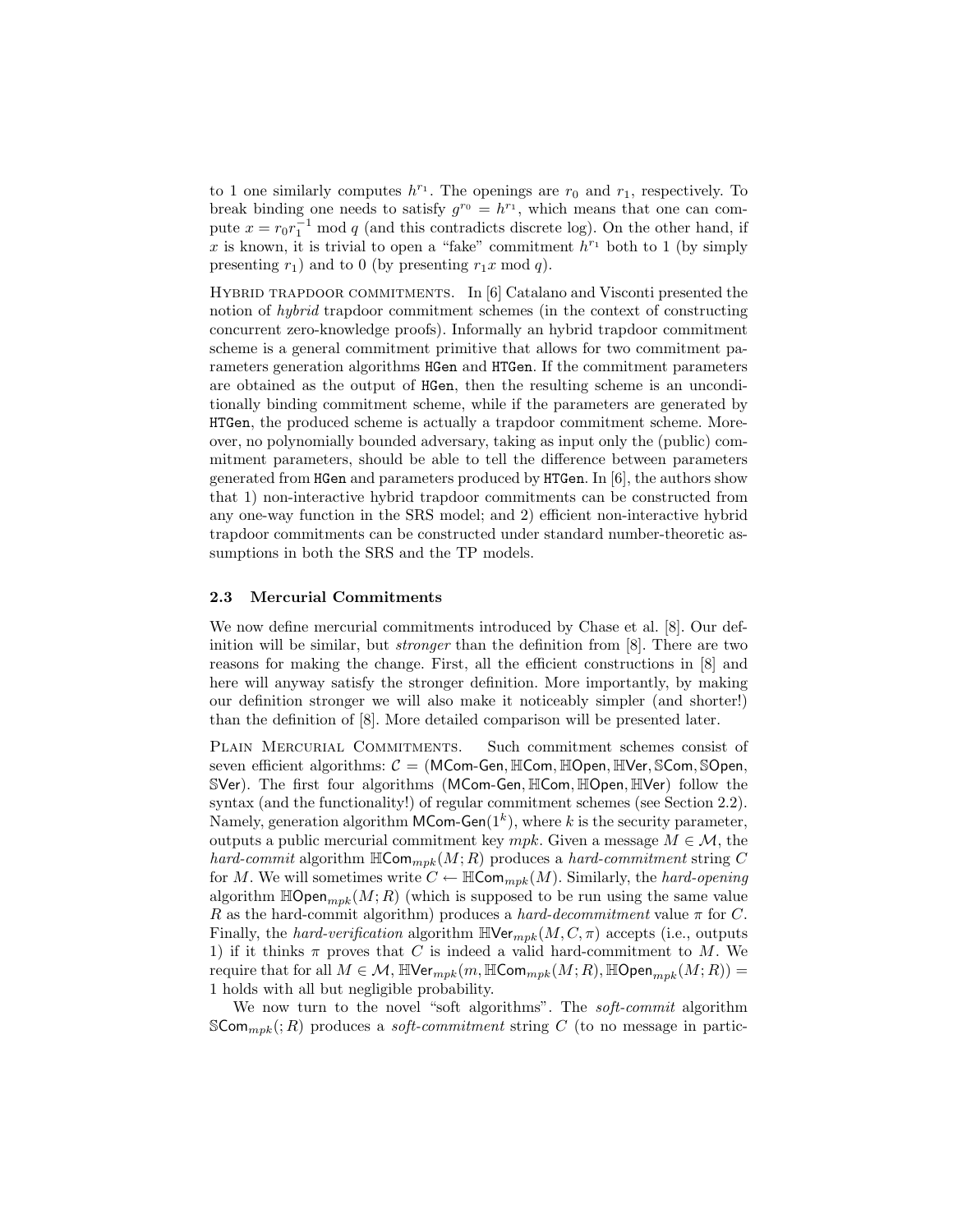to 1 one similarly computes $h^{r_1}$. The openings are $r_0$ and $r_1$, respectively. To break binding one needs to satisfy $g^{r_0} = h^{r_1}$, which means that one can compute $x = r_0 r_1^{-1} \bmod q$ (and this contradicts discrete log). On the other hand, if $x$ is known, it is trivial to open a "fake" commitment $h^{r_1}$ both to 1 (by simply presenting $r_1$) and to 0 (by presenting $r_1 x \bmod q$).

Hybrid trapdoor commitments. In [6] Catalano and Visconti presented the notion of *hybrid* trapdoor commitment schemes (in the context of constructing concurrent zero-knowledge proofs). Informally an hybrid trapdoor commitment scheme is a general commitment primitive that allows for two commitment parameters generation algorithms `HGen` and `HTGen`. If the commitment parameters are obtained as the output of `HGen`, then the resulting scheme is an unconditionally binding commitment scheme, while if the parameters are generated by `HTGen`, the produced scheme is actually a trapdoor commitment scheme. Moreover, no polynomially bounded adversary, taking as input only the (public) commitment parameters, should be able to tell the difference between parameters generated from `HGen` and parameters produced by `HTGen`. In [6], the authors show that 1) non-interactive hybrid trapdoor commitments can be constructed from any one-way function in the SRS model; and 2) efficient non-interactive hybrid trapdoor commitments can be constructed under standard number-theoretic assumptions in both the SRS and the TP models.

### 2.3 Mercurial Commitments

We now define mercurial commitments introduced by Chase et al. [8]. Our definition will be similar, but *stronger* than the definition from [8]. There are two reasons for making the change. First, all the efficient constructions in [8] and here will anyway satisfy the stronger definition. More importantly, by making our definition stronger we will also make it noticeably simpler (and shorter!) than the definition of [8]. More detailed comparison will be presented later.

Plain Mercurial Commitments. Such commitment schemes consist of seven efficient algorithms: $\mathcal{C} = (\mathsf{MCom\text{-}Gen}, \mathbb{HC}\mathsf{om}, \mathbb{HO}\mathsf{pen}, \mathbb{HV}\mathsf{er}, \mathbb{SC}\mathsf{om}, \mathbb{SO}\mathsf{pen}, \mathbb{SV}\mathsf{er})$. The first four algorithms $(\mathsf{MCom\text{-}Gen}, \mathbb{HC}\mathsf{om}, \mathbb{HO}\mathsf{pen}, \mathbb{HV}\mathsf{er})$ follow the syntax (and the functionality!) of regular commitment schemes (see Section 2.2). Namely, generation algorithm $\mathsf{MCom\text{-}Gen}(1^k)$, where $k$ is the security parameter, outputs a public mercurial commitment key $mpk$. Given a message $M \in \mathcal{M}$, the *hard-commit* algorithm $\mathbb{HC}\mathsf{om}_{mpk}(M;R)$ produces a *hard-commitment* string $C$ for $M$. We will sometimes write $C \leftarrow \mathbb{HC}\mathsf{om}_{mpk}(M)$. Similarly, the *hard-opening* algorithm $\mathbb{HO}\mathsf{pen}_{mpk}(M;R)$ (which is supposed to be run using the same value $R$ as the hard-commit algorithm) produces a *hard-decommitment* value $\pi$ for $C$. Finally, the *hard-verification* algorithm $\mathbb{HV}\mathsf{er}_{mpk}(M, C, \pi)$ accepts (i.e., outputs 1) if it thinks $\pi$ proves that $C$ is indeed a valid hard-commitment to $M$. We require that for all $M \in \mathcal{M}$, $\mathbb{HV}\mathsf{er}_{mpk}(m, \mathbb{HC}\mathsf{om}_{mpk}(M;R), \mathbb{HO}\mathsf{pen}_{mpk}(M;R)) = 1$ holds with all but negligible probability.

We now turn to the novel "soft algorithms". The *soft-commit* algorithm $\mathbb{SC}\mathsf{om}_{mpk}(;R)$ produces a *soft-commitment* string $C$ (to no message in partic-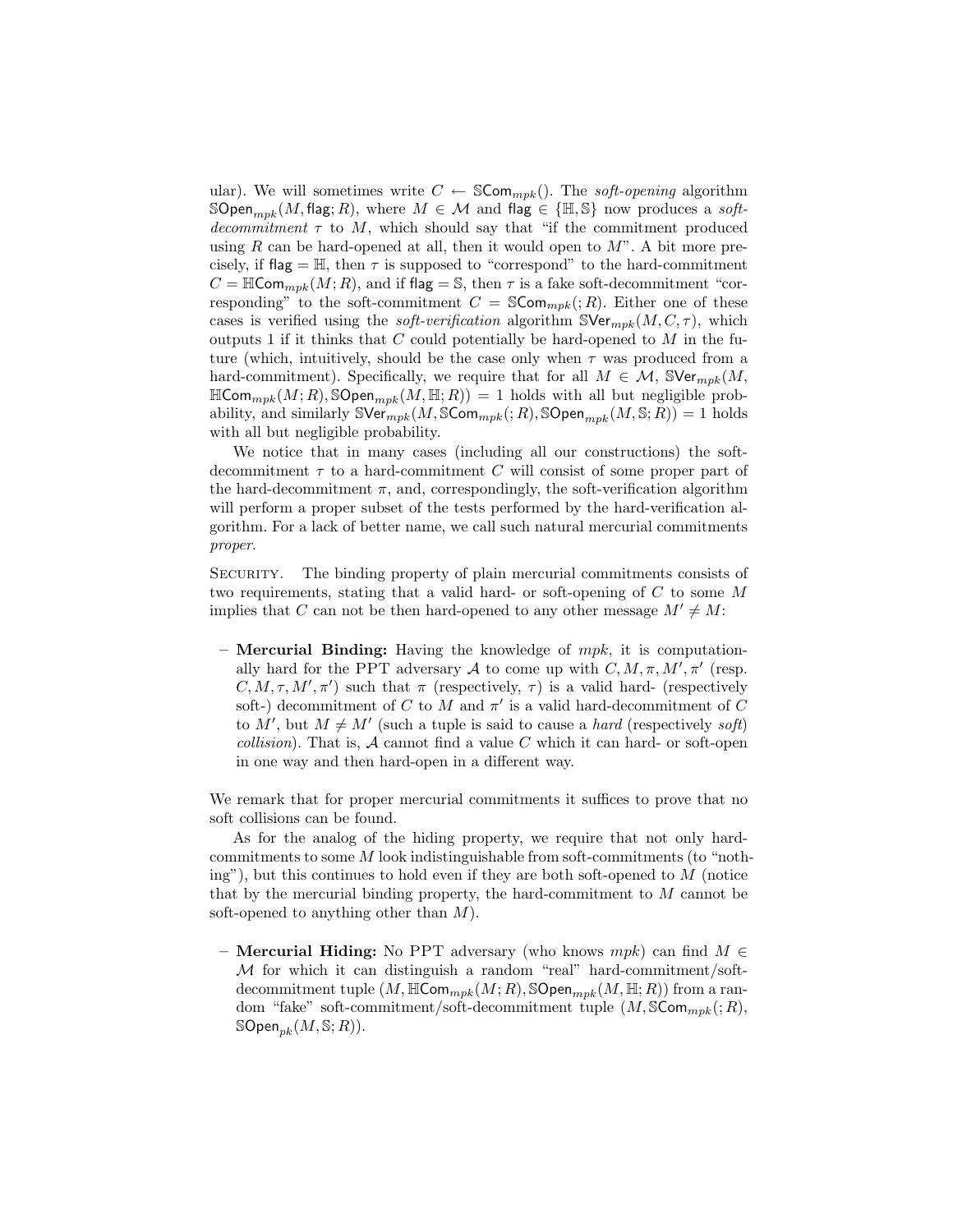ular). We will sometimes write $C \leftarrow \mathbb{S}\mathsf{Com}_{mpk}()$. The *soft-opening* algorithm $\mathbb{S}\mathsf{Open}_{mpk}(M, \mathsf{flag}; R)$, where $M \in \mathcal{M}$ and $\mathsf{flag} \in \{\mathbb{H}, \mathbb{S}\}$ now produces a *soft-decommitment* $\tau$ to $M$, which should say that "if the commitment produced using $R$ can be hard-opened at all, then it would open to $M$". A bit more precisely, if $\mathsf{flag} = \mathbb{H}$, then $\tau$ is supposed to "correspond" to the hard-commitment $C = \mathbb{H}\mathsf{Com}_{mpk}(M; R)$, and if $\mathsf{flag} = \mathbb{S}$, then $\tau$ is a fake soft-decommitment "corresponding" to the soft-commitment $C = \mathbb{S}\mathsf{Com}_{mpk}(; R)$. Either one of these cases is verified using the *soft-verification* algorithm $\mathbb{S}\mathsf{Ver}_{mpk}(M, C, \tau)$, which outputs 1 if it thinks that $C$ could potentially be hard-opened to $M$ in the future (which, intuitively, should be the case only when $\tau$ was produced from a hard-commitment). Specifically, we require that for all $M \in \mathcal{M}$, $\mathbb{S}\mathsf{Ver}_{mpk}(M, \mathbb{H}\mathsf{Com}_{mpk}(M; R), \mathbb{S}\mathsf{Open}_{mpk}(M, \mathbb{H}; R)) = 1$ holds with all but negligible probability, and similarly $\mathbb{S}\mathsf{Ver}_{mpk}(M, \mathbb{S}\mathsf{Com}_{mpk}(; R), \mathbb{S}\mathsf{Open}_{mpk}(M, \mathbb{S}; R)) = 1$ holds with all but negligible probability.

We notice that in many cases (including all our constructions) the soft-decommitment $\tau$ to a hard-commitment $C$ will consist of some proper part of the hard-decommitment $\pi$, and, correspondingly, the soft-verification algorithm will perform a proper subset of the tests performed by the hard-verification algorithm. For a lack of better name, we call such natural mercurial commitments *proper*.

Security. The binding property of plain mercurial commitments consists of two requirements, stating that a valid hard- or soft-opening of $C$ to some $M$ implies that $C$ can not be then hard-opened to any other message $M' \neq M$:

- **Mercurial Binding:** Having the knowledge of $mpk$, it is computationally hard for the PPT adversary $\mathcal{A}$ to come up with $C, M, \pi, M', \pi'$ (resp. $C, M, \tau, M', \pi'$) such that $\pi$ (respectively, $\tau$) is a valid hard- (respectively soft-) decommitment of $C$ to $M$ and $\pi'$ is a valid hard-decommitment of $C$ to $M'$, but $M \neq M'$ (such a tuple is said to cause a *hard* (respectively *soft*) *collision*). That is, $\mathcal{A}$ cannot find a value $C$ which it can hard- or soft-open in one way and then hard-open in a different way.

We remark that for proper mercurial commitments it suffices to prove that no soft collisions can be found.

As for the analog of the hiding property, we require that not only hard-commitments to some $M$ look indistinguishable from soft-commitments (to "nothing"), but this continues to hold even if they are both soft-opened to $M$ (notice that by the mercurial binding property, the hard-commitment to $M$ cannot be soft-opened to anything other than $M$).

- **Mercurial Hiding:** No PPT adversary (who knows $mpk$) can find $M \in \mathcal{M}$ for which it can distinguish a random "real" hard-commitment/soft-decommitment tuple $(M, \mathbb{H}\mathsf{Com}_{mpk}(M; R), \mathbb{S}\mathsf{Open}_{mpk}(M, \mathbb{H}; R))$ from a random "fake" soft-commitment/soft-decommitment tuple $(M, \mathbb{S}\mathsf{Com}_{mpk}(; R), \mathbb{S}\mathsf{Open}_{pk}(M, \mathbb{S}; R))$.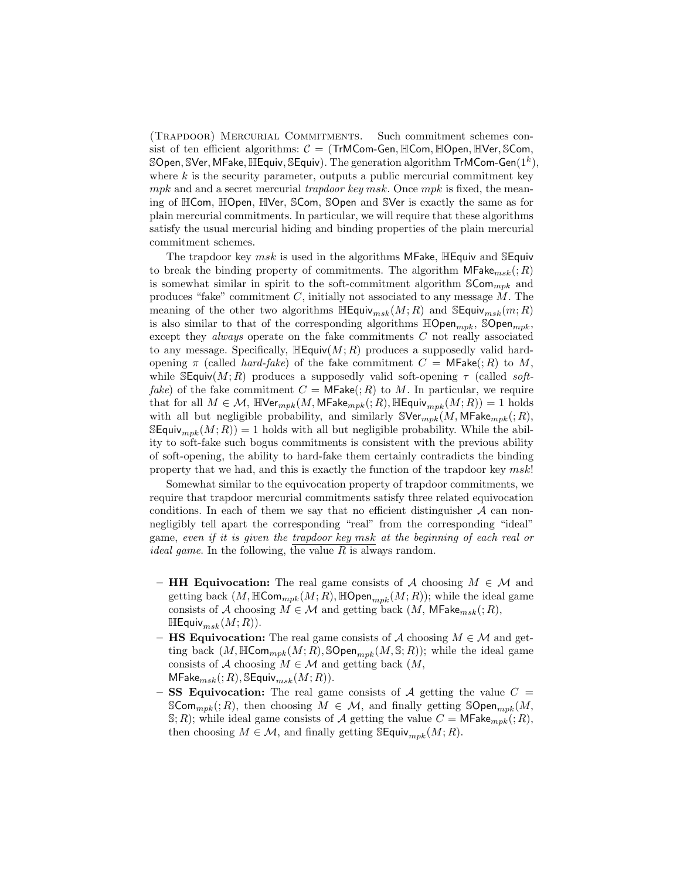(Trapdoor) Mercurial Commitments. Such commitment schemes consist of ten efficient algorithms: $\mathcal{C} = (\mathsf{TrMCom\text{-}Gen}, \mathbb{H}\mathsf{Com}, \mathbb{H}\mathsf{Open}, \mathbb{H}\mathsf{Ver}, \mathbb{S}\mathsf{Com}, \mathbb{S}\mathsf{Open}, \mathbb{S}\mathsf{Ver}, \mathsf{MFake}, \mathbb{H}\mathsf{Equiv}, \mathbb{S}\mathsf{Equiv})$. The generation algorithm $\mathsf{TrMCom\text{-}Gen}(1^k)$, where $k$ is the security parameter, outputs a public mercurial commitment key $mpk$ and and a secret mercurial *trapdoor key* $msk$. Once $mpk$ is fixed, the meaning of $\mathbb{H}\mathsf{Com}$, $\mathbb{H}\mathsf{Open}$, $\mathbb{H}\mathsf{Ver}$, $\mathbb{S}\mathsf{Com}$, $\mathbb{S}\mathsf{Open}$ and $\mathbb{S}\mathsf{Ver}$ is exactly the same as for plain mercurial commitments. In particular, we will require that these algorithms satisfy the usual mercurial hiding and binding properties of the plain mercurial commitment schemes.

The trapdoor key $msk$ is used in the algorithms $\mathsf{MFake}$, $\mathbb{H}\mathsf{Equiv}$ and $\mathbb{S}\mathsf{Equiv}$ to break the binding property of commitments. The algorithm $\mathsf{MFake}_{msk}(;R)$ is somewhat similar in spirit to the soft-commitment algorithm $\mathbb{S}\mathsf{Com}_{mpk}$ and produces "fake" commitment $C$, initially not associated to any message $M$. The meaning of the other two algorithms $\mathbb{H}\mathsf{Equiv}_{msk}(M;R)$ and $\mathbb{S}\mathsf{Equiv}_{msk}(m;R)$ is also similar to that of the corresponding algorithms $\mathbb{H}\mathsf{Open}_{mpk}$, $\mathbb{S}\mathsf{Open}_{mpk}$, except they *always* operate on the fake commitments $C$ not really associated to any message. Specifically, $\mathbb{H}\mathsf{Equiv}(M;R)$ produces a supposedly valid hard-opening $\pi$ (called *hard-fake*) of the fake commitment $C = \mathsf{MFake}(;R)$ to $M$, while $\mathbb{S}\mathsf{Equiv}(M;R)$ produces a supposedly valid soft-opening $\tau$ (called *soft-fake*) of the fake commitment $C = \mathsf{MFake}(;R)$ to $M$. In particular, we require that for all $M \in \mathcal{M}$, $\mathbb{H}\mathsf{Ver}_{mpk}(M, \mathsf{MFake}_{mpk}(;R), \mathbb{H}\mathsf{Equiv}_{mpk}(M;R)) = 1$ holds with all but negligible probability, and similarly $\mathbb{S}\mathsf{Ver}_{mpk}(M, \mathsf{MFake}_{mpk}(;R), \mathbb{S}\mathsf{Equiv}_{mpk}(M;R)) = 1$ holds with all but negligible probability. While the ability to soft-fake such bogus commitments is consistent with the previous ability of soft-opening, the ability to hard-fake them certainly contradicts the binding property that we had, and this is exactly the function of the trapdoor key $msk$!

Somewhat similar to the equivocation property of trapdoor commitments, we require that trapdoor mercurial commitments satisfy three related equivocation conditions. In each of them we say that no efficient distinguisher $\mathcal{A}$ can non-negligibly tell apart the corresponding "real" from the corresponding "ideal" game, *even if it is given the trapdoor key $msk$ at the beginning of each real or ideal game*. In the following, the value $R$ is always random.

- **HH Equivocation:** The real game consists of $\mathcal{A}$ choosing $M \in \mathcal{M}$ and getting back $(M, \mathbb{H}\mathsf{Com}_{mpk}(M;R), \mathbb{H}\mathsf{Open}_{mpk}(M;R))$; while the ideal game consists of $\mathcal{A}$ choosing $M \in \mathcal{M}$ and getting back $(M, \mathsf{MFake}_{msk}(;R), \mathbb{H}\mathsf{Equiv}_{msk}(M;R))$.
- **HS Equivocation:** The real game consists of $\mathcal{A}$ choosing $M \in \mathcal{M}$ and getting back $(M, \mathbb{H}\mathsf{Com}_{mpk}(M;R), \mathbb{S}\mathsf{Open}_{mpk}(M, \mathbb{S};R))$; while the ideal game consists of $\mathcal{A}$ choosing $M \in \mathcal{M}$ and getting back $(M, \mathsf{MFake}_{msk}(;R), \mathbb{S}\mathsf{Equiv}_{msk}(M;R))$.
- **SS Equivocation:** The real game consists of $\mathcal{A}$ getting the value $C = \mathbb{S}\mathsf{Com}_{mpk}(;R)$, then choosing $M \in \mathcal{M}$, and finally getting $\mathbb{S}\mathsf{Open}_{mpk}(M, \mathbb{S};R)$; while ideal game consists of $\mathcal{A}$ getting the value $C = \mathsf{MFake}_{mpk}(;R)$, then choosing $M \in \mathcal{M}$, and finally getting $\mathbb{S}\mathsf{Equiv}_{mpk}(M;R)$.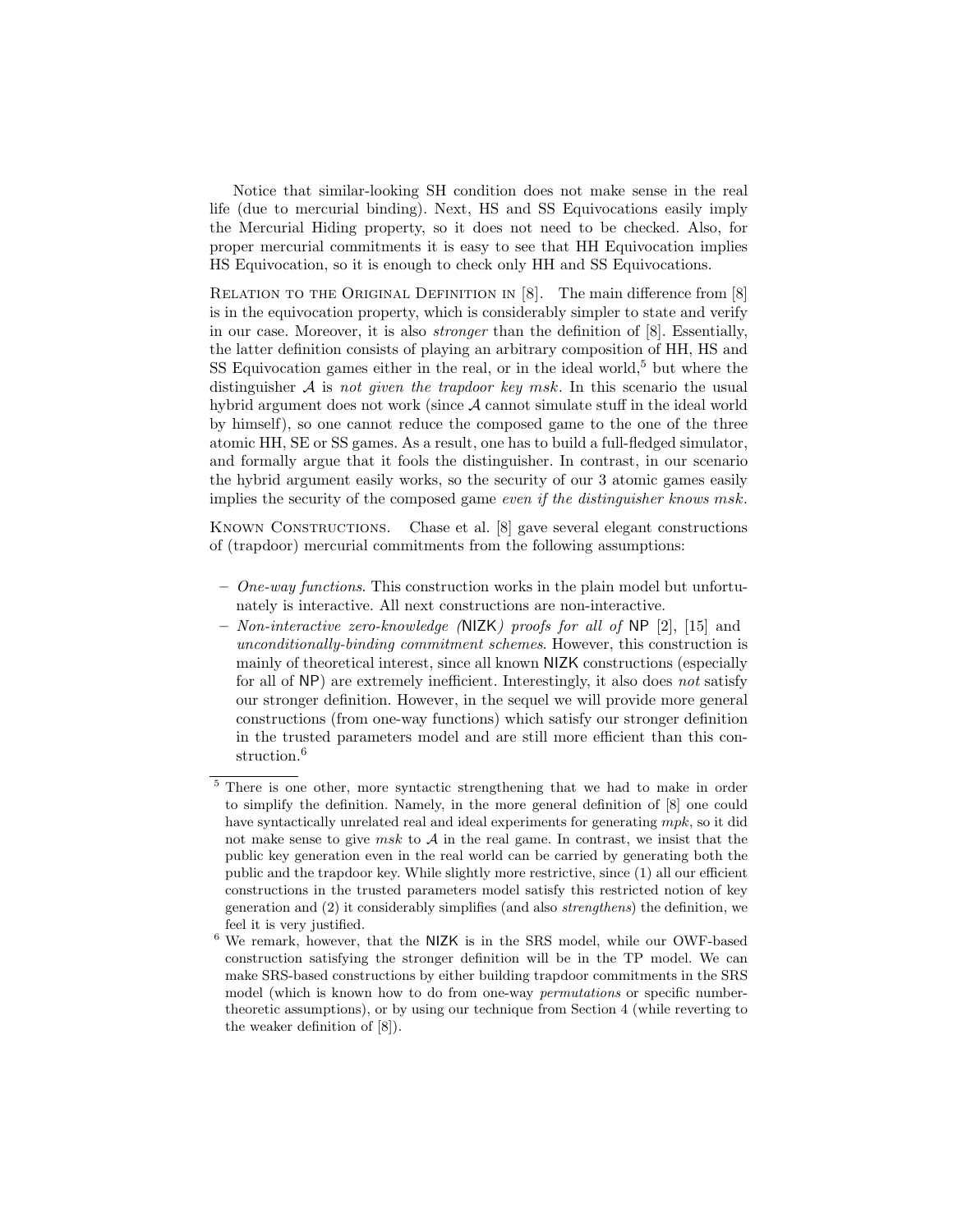Notice that similar-looking SH condition does not make sense in the real life (due to mercurial binding). Next, HS and SS Equivocations easily imply the Mercurial Hiding property, so it does not need to be checked. Also, for proper mercurial commitments it is easy to see that HH Equivocation implies HS Equivocation, so it is enough to check only HH and SS Equivocations.

Relation to the Original Definition in [8]. The main difference from [8] is in the equivocation property, which is considerably simpler to state and verify in our case. Moreover, it is also *stronger* than the definition of [8]. Essentially, the latter definition consists of playing an arbitrary composition of HH, HS and SS Equivocation games either in the real, or in the ideal world,[5] but where the distinguisher $\mathcal{A}$ is *not given the trapdoor key* $msk$. In this scenario the usual hybrid argument does not work (since $\mathcal{A}$ cannot simulate stuff in the ideal world by himself), so one cannot reduce the composed game to the one of the three atomic HH, SE or SS games. As a result, one has to build a full-fledged simulator, and formally argue that it fools the distinguisher. In contrast, in our scenario the hybrid argument easily works, so the security of our 3 atomic games easily implies the security of the composed game *even if the distinguisher knows* $msk$.

Known Constructions. Chase et al. [8] gave several elegant constructions of (trapdoor) mercurial commitments from the following assumptions:

- *One-way functions*. This construction works in the plain model but unfortunately is interactive. All next constructions are non-interactive.
- *Non-interactive zero-knowledge (*NIZK*) proofs for all of* NP [2], [15] and *unconditionally-binding commitment schemes*. However, this construction is mainly of theoretical interest, since all known NIZK constructions (especially for all of NP) are extremely inefficient. Interestingly, it also does *not* satisfy our stronger definition. However, in the sequel we will provide more general constructions (from one-way functions) which satisfy our stronger definition in the trusted parameters model and are still more efficient than this construction.[6]

[5] There is one other, more syntactic strengthening that we had to make in order to simplify the definition. Namely, in the more general definition of [8] one could have syntactically unrelated real and ideal experiments for generating $mpk$, so it did not make sense to give $msk$ to $\mathcal{A}$ in the real game. In contrast, we insist that the public key generation even in the real world can be carried by generating both the public and the trapdoor key. While slightly more restrictive, since (1) all our efficient constructions in the trusted parameters model satisfy this restricted notion of key generation and (2) it considerably simplifies (and also *strengthens*) the definition, we feel it is very justified.

[6] We remark, however, that the NIZK is in the SRS model, while our OWF-based construction satisfying the stronger definition will be in the TP model. We can make SRS-based constructions by either building trapdoor commitments in the SRS model (which is known how to do from one-way *permutations* or specific number-theoretic assumptions), or by using our technique from Section 4 (while reverting to the weaker definition of [8]).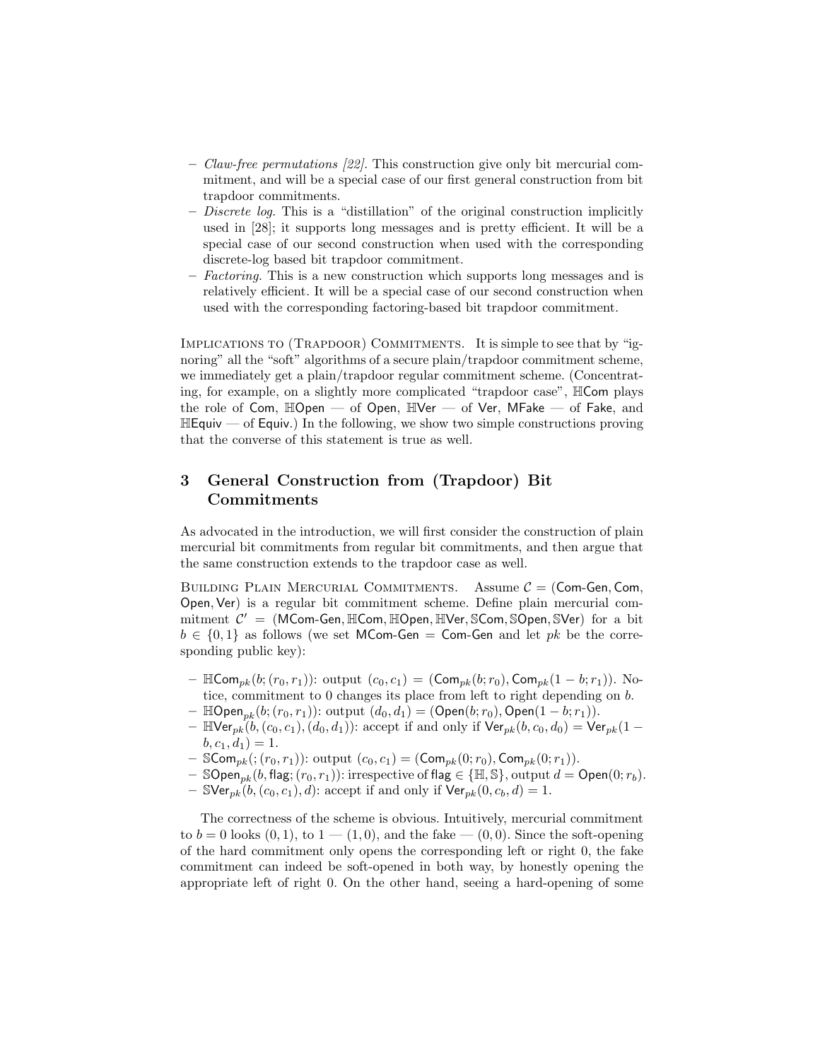- *Claw-free permutations [22].* This construction give only bit mercurial commitment, and will be a special case of our first general construction from bit trapdoor commitments.
- *Discrete log.* This is a "distillation" of the original construction implicitly used in [28]; it supports long messages and is pretty efficient. It will be a special case of our second construction when used with the corresponding discrete-log based bit trapdoor commitment.
- *Factoring.* This is a new construction which supports long messages and is relatively efficient. It will be a special case of our second construction when used with the corresponding factoring-based bit trapdoor commitment.

Implications to (Trapdoor) Commitments. It is simple to see that by "ignoring" all the "soft" algorithms of a secure plain/trapdoor commitment scheme, we immediately get a plain/trapdoor regular commitment scheme. (Concentrating, for example, on a slightly more complicated "trapdoor case", $\mathbb{H}\mathsf{Com}$ plays the role of $\mathsf{Com}$, $\mathbb{H}\mathsf{Open}$ — of $\mathsf{Open}$, $\mathbb{H}\mathsf{Ver}$ — of $\mathsf{Ver}$, $\mathsf{MFake}$ — of $\mathsf{Fake}$, and $\mathbb{H}\mathsf{Equiv}$ — of $\mathsf{Equiv}$.) In the following, we show two simple constructions proving that the converse of this statement is true as well.

# 3 General Construction from (Trapdoor) Bit Commitments

As advocated in the introduction, we will first consider the construction of plain mercurial bit commitments from regular bit commitments, and then argue that the same construction extends to the trapdoor case as well.

Building Plain Mercurial Commitments. Assume $\mathcal{C} = (\mathsf{Com\text{-}Gen}, \mathsf{Com}, \mathsf{Open}, \mathsf{Ver})$ is a regular bit commitment scheme. Define plain mercurial commitment $\mathcal{C}' = (\mathsf{MCom\text{-}Gen}, \mathbb{H}\mathsf{Com}, \mathbb{H}\mathsf{Open}, \mathbb{H}\mathsf{Ver}, \mathbb{S}\mathsf{Com}, \mathbb{S}\mathsf{Open}, \mathbb{S}\mathsf{Ver})$ for a bit $b \in \{0, 1\}$ as follows (we set $\mathsf{MCom\text{-}Gen} = \mathsf{Com\text{-}Gen}$ and let $pk$ be the corresponding public key):

- $\mathbb{H}\mathsf{Com}_{pk}(b; (r_0, r_1))$: output $(c_0, c_1) = (\mathsf{Com}_{pk}(b; r_0), \mathsf{Com}_{pk}(1 - b; r_1))$. Notice, commitment to 0 changes its place from left to right depending on $b$.
- $\mathbb{H}\mathsf{Open}_{pk}(b; (r_0, r_1))$: output $(d_0, d_1) = (\mathsf{Open}(b; r_0), \mathsf{Open}(1 - b; r_1))$.
- $\mathbb{H}\mathsf{Ver}_{pk}(b, (c_0, c_1), (d_0, d_1))$: accept if and only if $\mathsf{Ver}_{pk}(b, c_0, d_0) = \mathsf{Ver}_{pk}(1 - b, c_1, d_1) = 1$.
- $\mathbb{S}\mathsf{Com}_{pk}(; (r_0, r_1))$: output $(c_0, c_1) = (\mathsf{Com}_{pk}(0; r_0), \mathsf{Com}_{pk}(0; r_1))$.
- $\mathbb{S}\mathsf{Open}_{pk}(b, \mathsf{flag}; (r_0, r_1))$: irrespective of $\mathsf{flag} \in \{\mathbb{H}, \mathbb{S}\}$, output $d = \mathsf{Open}(0; r_b)$.
- $\mathbb{S}\mathsf{Ver}_{pk}(b, (c_0, c_1), d)$: accept if and only if $\mathsf{Ver}_{pk}(0, c_b, d) = 1$.

The correctness of the scheme is obvious. Intuitively, mercurial commitment to $b = 0$ looks $(0, 1)$, to $1$ — $(1, 0)$, and the fake — $(0, 0)$. Since the soft-opening of the hard commitment only opens the corresponding left or right 0, the fake commitment can indeed be soft-opened in both way, by honestly opening the appropriate left of right 0. On the other hand, seeing a hard-opening of some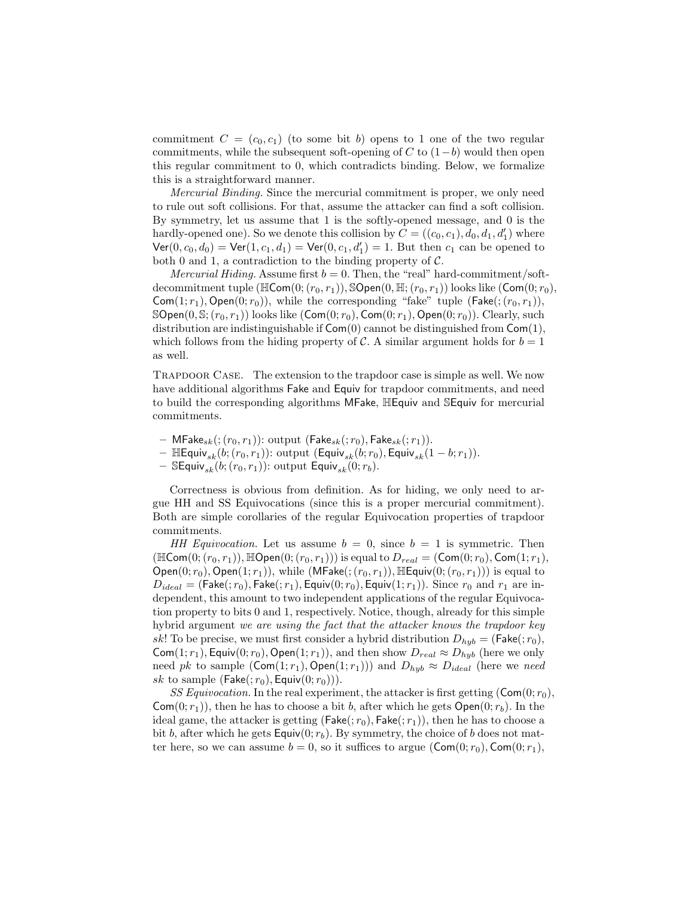commitment $C = (c_0, c_1)$ (to some bit $b$) opens to 1 one of the two regular commitments, while the subsequent soft-opening of $C$ to $(1-b)$ would then open this regular commitment to 0, which contradicts binding. Below, we formalize this is a straightforward manner.

*Mercurial Binding.* Since the mercurial commitment is proper, we only need to rule out soft collisions. For that, assume the attacker can find a soft collision. By symmetry, let us assume that 1 is the softly-opened message, and 0 is the hardly-opened one). So we denote this collision by $C = ((c_0, c_1), d_0, d_1, d_1')$ where $\mathsf{Ver}(0, c_0, d_0) = \mathsf{Ver}(1, c_1, d_1) = \mathsf{Ver}(0, c_1, d_1') = 1$. But then $c_1$ can be opened to both 0 and 1, a contradiction to the binding property of $\mathcal{C}$.

*Mercurial Hiding.* Assume first $b = 0$. Then, the "real" hard-commitment/soft-decommitment tuple $(\mathbb{H}\mathsf{Com}(0; (r_0, r_1)), \mathbb{S}\mathsf{Open}(0, \mathbb{H}; (r_0, r_1))$ looks like $(\mathsf{Com}(0; r_0), \mathsf{Com}(1; r_1), \mathsf{Open}(0; r_0))$, while the corresponding "fake" tuple $(\mathsf{Fake}(; (r_0, r_1)), \mathbb{S}\mathsf{Open}(0, \mathbb{S}; (r_0, r_1))$ looks like $(\mathsf{Com}(0; r_0), \mathsf{Com}(0; r_1), \mathsf{Open}(0; r_0))$. Clearly, such distribution are indistinguishable if $\mathsf{Com}(0)$ cannot be distinguished from $\mathsf{Com}(1)$, which follows from the hiding property of $\mathcal{C}$. A similar argument holds for $b = 1$ as well.

Trapdoor Case. The extension to the trapdoor case is simple as well. We now have additional algorithms $\mathsf{Fake}$ and $\mathsf{Equiv}$ for trapdoor commitments, and need to build the corresponding algorithms $\mathsf{MFake}$, $\mathbb{H}\mathsf{Equiv}$ and $\mathbb{S}\mathsf{Equiv}$ for mercurial commitments.

- $\mathsf{MFake}_{sk}(; (r_0, r_1))$: output $(\mathsf{Fake}_{sk}(; r_0), \mathsf{Fake}_{sk}(; r_1))$.
- $\mathbb{H}\mathsf{Equiv}_{sk}(b; (r_0, r_1))$: output $(\mathsf{Equiv}_{sk}(b; r_0), \mathsf{Equiv}_{sk}(1-b; r_1))$.
- $\mathbb{S}\mathsf{Equiv}_{sk}(b; (r_0, r_1))$: output $\mathsf{Equiv}_{sk}(0; r_b)$.

Correctness is obvious from definition. As for hiding, we only need to argue HH and SS Equivocations (since this is a proper mercurial commitment). Both are simple corollaries of the regular Equivocation properties of trapdoor commitments.

*HH Equivocation.* Let us assume $b = 0$, since $b = 1$ is symmetric. Then $(\mathbb{H}\mathsf{Com}(0; (r_0, r_1)), \mathbb{H}\mathsf{Open}(0; (r_0, r_1)))$ is equal to $D_{real} = (\mathsf{Com}(0; r_0), \mathsf{Com}(1; r_1), \mathsf{Open}(0; r_0), \mathsf{Open}(1; r_1))$, while $(\mathsf{MFake}(; (r_0, r_1)), \mathbb{H}\mathsf{Equiv}(0; (r_0, r_1)))$ is equal to $D_{ideal} = (\mathsf{Fake}(; r_0), \mathsf{Fake}(; r_1), \mathsf{Equiv}(0; r_0), \mathsf{Equiv}(1; r_1))$. Since $r_0$ and $r_1$ are independent, this amount to two independent applications of the regular Equivocation property to bits 0 and 1, respectively. Notice, though, already for this simple hybrid argument *we are using the fact that the attacker knows the trapdoor key* $sk$! To be precise, we must first consider a hybrid distribution $D_{hyb} = (\mathsf{Fake}(; r_0), \mathsf{Com}(1; r_1), \mathsf{Equiv}(0; r_0), \mathsf{Open}(1; r_1))$, and then show $D_{real} \approx D_{hyb}$ (here we only need $pk$ to sample $(\mathsf{Com}(1; r_1), \mathsf{Open}(1; r_1))$) and $D_{hyb} \approx D_{ideal}$ (here we *need* $sk$ to sample $(\mathsf{Fake}(; r_0), \mathsf{Equiv}(0; r_0))$).

*SS Equivocation.* In the real experiment, the attacker is first getting $(\mathsf{Com}(0; r_0), \mathsf{Com}(0; r_1))$, then he has to choose a bit $b$, after which he gets $\mathsf{Open}(0; r_b)$. In the ideal game, the attacker is getting $(\mathsf{Fake}(; r_0), \mathsf{Fake}(; r_1))$, then he has to choose a bit $b$, after which he gets $\mathsf{Equiv}(0; r_b)$. By symmetry, the choice of $b$ does not matter here, so we can assume $b = 0$, so it suffices to argue $(\mathsf{Com}(0; r_0), \mathsf{Com}(0; r_1),$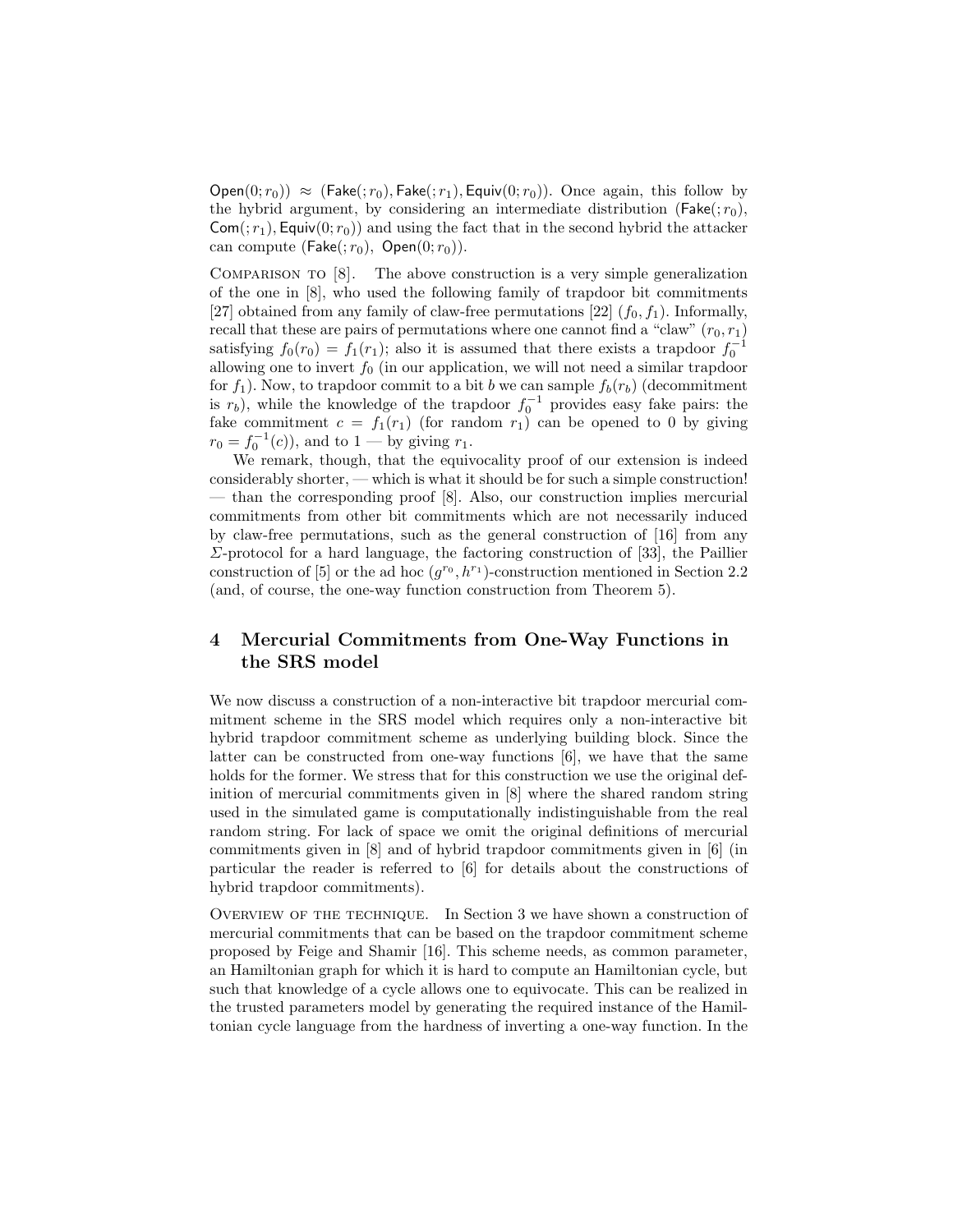$\mathsf{Open}(0;r_0)) \approx (\mathsf{Fake}(;r_0), \mathsf{Fake}(;r_1), \mathsf{Equiv}(0;r_0))$. Once again, this follow by the hybrid argument, by considering an intermediate distribution $(\mathsf{Fake}(;r_0)$, $\mathsf{Com}(;r_1), \mathsf{Equiv}(0;r_0))$ and using the fact that in the second hybrid the attacker can compute $(\mathsf{Fake}(;r_0),\ \mathsf{Open}(0;r_0))$.

Comparison to [8]. The above construction is a very simple generalization of the one in [8], who used the following family of trapdoor bit commitments [27] obtained from any family of claw-free permutations [22] $(f_0, f_1)$. Informally, recall that these are pairs of permutations where one cannot find a "claw" $(r_0, r_1)$ satisfying $f_0(r_0) = f_1(r_1)$; also it is assumed that there exists a trapdoor $f_0^{-1}$ allowing one to invert $f_0$ (in our application, we will not need a similar trapdoor for $f_1$). Now, to trapdoor commit to a bit $b$ we can sample $f_b(r_b)$ (decommitment is $r_b$), while the knowledge of the trapdoor $f_0^{-1}$ provides easy fake pairs: the fake commitment $c = f_1(r_1)$ (for random $r_1$) can be opened to 0 by giving $r_0 = f_0^{-1}(c)$), and to 1 — by giving $r_1$.

We remark, though, that the equivocality proof of our extension is indeed considerably shorter, — which is what it should be for such a simple construction! — than the corresponding proof [8]. Also, our construction implies mercurial commitments from other bit commitments which are not necessarily induced by claw-free permutations, such as the general construction of [16] from any $\Sigma$-protocol for a hard language, the factoring construction of [33], the Paillier construction of [5] or the ad hoc $(g^{r_0}, h^{r_1})$-construction mentioned in Section 2.2 (and, of course, the one-way function construction from Theorem 5).

## 4 Mercurial Commitments from One-Way Functions in the SRS model

We now discuss a construction of a non-interactive bit trapdoor mercurial commitment scheme in the SRS model which requires only a non-interactive bit hybrid trapdoor commitment scheme as underlying building block. Since the latter can be constructed from one-way functions [6], we have that the same holds for the former. We stress that for this construction we use the original definition of mercurial commitments given in [8] where the shared random string used in the simulated game is computationally indistinguishable from the real random string. For lack of space we omit the original definitions of mercurial commitments given in [8] and of hybrid trapdoor commitments given in [6] (in particular the reader is referred to [6] for details about the constructions of hybrid trapdoor commitments).

Overview of the technique. In Section 3 we have shown a construction of mercurial commitments that can be based on the trapdoor commitment scheme proposed by Feige and Shamir [16]. This scheme needs, as common parameter, an Hamiltonian graph for which it is hard to compute an Hamiltonian cycle, but such that knowledge of a cycle allows one to equivocate. This can be realized in the trusted parameters model by generating the required instance of the Hamiltonian cycle language from the hardness of inverting a one-way function. In the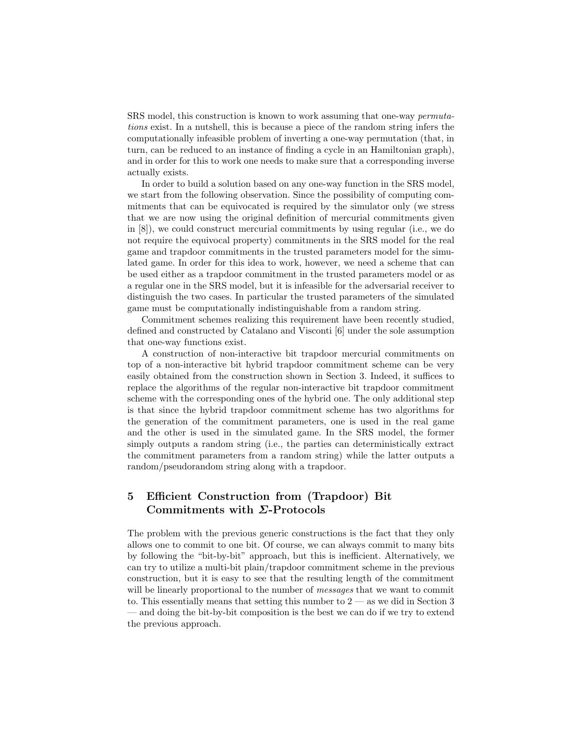SRS model, this construction is known to work assuming that one-way *permutations* exist. In a nutshell, this is because a piece of the random string infers the computationally infeasible problem of inverting a one-way permutation (that, in turn, can be reduced to an instance of finding a cycle in an Hamiltonian graph), and in order for this to work one needs to make sure that a corresponding inverse actually exists.

In order to build a solution based on any one-way function in the SRS model, we start from the following observation. Since the possibility of computing commitments that can be equivocated is required by the simulator only (we stress that we are now using the original definition of mercurial commitments given in [8]), we could construct mercurial commitments by using regular (i.e., we do not require the equivocal property) commitments in the SRS model for the real game and trapdoor commitments in the trusted parameters model for the simulated game. In order for this idea to work, however, we need a scheme that can be used either as a trapdoor commitment in the trusted parameters model or as a regular one in the SRS model, but it is infeasible for the adversarial receiver to distinguish the two cases. In particular the trusted parameters of the simulated game must be computationally indistinguishable from a random string.

Commitment schemes realizing this requirement have been recently studied, defined and constructed by Catalano and Visconti [6] under the sole assumption that one-way functions exist.

A construction of non-interactive bit trapdoor mercurial commitments on top of a non-interactive bit hybrid trapdoor commitment scheme can be very easily obtained from the construction shown in Section 3. Indeed, it suffices to replace the algorithms of the regular non-interactive bit trapdoor commitment scheme with the corresponding ones of the hybrid one. The only additional step is that since the hybrid trapdoor commitment scheme has two algorithms for the generation of the commitment parameters, one is used in the real game and the other is used in the simulated game. In the SRS model, the former simply outputs a random string (i.e., the parties can deterministically extract the commitment parameters from a random string) while the latter outputs a random/pseudorandom string along with a trapdoor.

## 5 Efficient Construction from (Trapdoor) Bit Commitments with $\Sigma$-Protocols

The problem with the previous generic constructions is the fact that they only allows one to commit to one bit. Of course, we can always commit to many bits by following the "bit-by-bit" approach, but this is inefficient. Alternatively, we can try to utilize a multi-bit plain/trapdoor commitment scheme in the previous construction, but it is easy to see that the resulting length of the commitment will be linearly proportional to the number of *messages* that we want to commit to. This essentially means that setting this number to 2 — as we did in Section 3 — and doing the bit-by-bit composition is the best we can do if we try to extend the previous approach.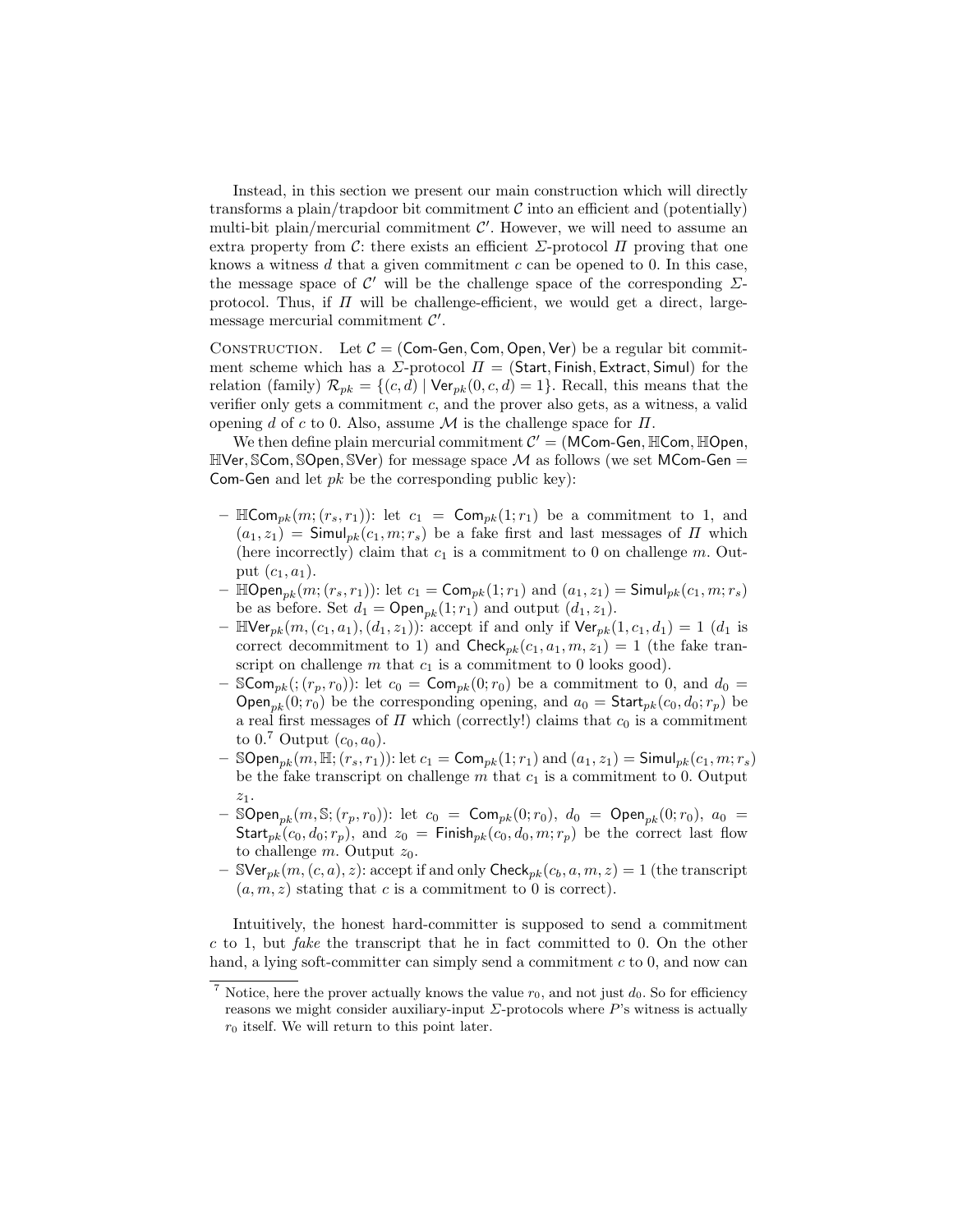Instead, in this section we present our main construction which will directly transforms a plain/trapdoor bit commitment $\mathcal{C}$ into an efficient and (potentially) multi-bit plain/mercurial commitment $\mathcal{C}'$. However, we will need to assume an extra property from $\mathcal{C}$: there exists an efficient $\Sigma$-protocol $\Pi$ proving that one knows a witness $d$ that a given commitment $c$ can be opened to 0. In this case, the message space of $\mathcal{C}'$ will be the challenge space of the corresponding $\Sigma$-protocol. Thus, if $\Pi$ will be challenge-efficient, we would get a direct, large-message mercurial commitment $\mathcal{C}'$.

Construction. Let $\mathcal{C} = (\mathsf{Com\text{-}Gen}, \mathsf{Com}, \mathsf{Open}, \mathsf{Ver})$ be a regular bit commitment scheme which has a $\Sigma$-protocol $\Pi = (\mathsf{Start}, \mathsf{Finish}, \mathsf{Extract}, \mathsf{Simul})$ for the relation (family) $\mathcal{R}_{pk} = \{(c,d) \mid \mathsf{Ver}_{pk}(0,c,d) = 1\}$. Recall, this means that the verifier only gets a commitment $c$, and the prover also gets, as a witness, a valid opening $d$ of $c$ to 0. Also, assume $\mathcal{M}$ is the challenge space for $\Pi$.

We then define plain mercurial commitment $\mathcal{C}' = (\mathsf{MCom\text{-}Gen}, \mathbb{H}\mathsf{Com}, \mathbb{H}\mathsf{Open}, \mathbb{H}\mathsf{Ver}, \mathbb{S}\mathsf{Com}, \mathbb{S}\mathsf{Open}, \mathbb{S}\mathsf{Ver})$ for message space $\mathcal{M}$ as follows (we set $\mathsf{MCom\text{-}Gen} = \mathsf{Com\text{-}Gen}$ and let $pk$ be the corresponding public key):

- $\mathbb{H}\mathsf{Com}_{pk}(m;(r_s,r_1))$: let $c_1 = \mathsf{Com}_{pk}(1;r_1)$ be a commitment to 1, and $(a_1,z_1) = \mathsf{Simul}_{pk}(c_1,m;r_s)$ be a fake first and last messages of $\Pi$ which (here incorrectly) claim that $c_1$ is a commitment to 0 on challenge $m$. Output $(c_1,a_1)$.
- $\mathbb{H}\mathsf{Open}_{pk}(m;(r_s,r_1))$: let $c_1 = \mathsf{Com}_{pk}(1;r_1)$ and $(a_1,z_1) = \mathsf{Simul}_{pk}(c_1,m;r_s)$ be as before. Set $d_1 = \mathsf{Open}_{pk}(1;r_1)$ and output $(d_1,z_1)$.
- $\mathbb{H}\mathsf{Ver}_{pk}(m,(c_1,a_1),(d_1,z_1))$: accept if and only if $\mathsf{Ver}_{pk}(1,c_1,d_1) = 1$ ($d_1$ is correct decommitment to 1) and $\mathsf{Check}_{pk}(c_1,a_1,m,z_1) = 1$ (the fake transcript on challenge $m$ that $c_1$ is a commitment to 0 looks good).
- $\mathbb{S}\mathsf{Com}_{pk}(;(r_p,r_0))$: let $c_0 = \mathsf{Com}_{pk}(0;r_0)$ be a commitment to 0, and $d_0 = \mathsf{Open}_{pk}(0;r_0)$ be the corresponding opening, and $a_0 = \mathsf{Start}_{pk}(c_0,d_0;r_p)$ be a real first messages of $\Pi$ which (correctly!) claims that $c_0$ is a commitment to 0.[7] Output $(c_0,a_0)$.
- $\mathbb{S}\mathsf{Open}_{pk}(m,\mathbb{H};(r_s,r_1))$: let $c_1 = \mathsf{Com}_{pk}(1;r_1)$ and $(a_1,z_1) = \mathsf{Simul}_{pk}(c_1,m;r_s)$ be the fake transcript on challenge $m$ that $c_1$ is a commitment to 0. Output $z_1$.
- $\mathbb{S}\mathsf{Open}_{pk}(m,\mathbb{S};(r_p,r_0))$: let $c_0 = \mathsf{Com}_{pk}(0;r_0)$, $d_0 = \mathsf{Open}_{pk}(0;r_0)$, $a_0 = \mathsf{Start}_{pk}(c_0,d_0;r_p)$, and $z_0 = \mathsf{Finish}_{pk}(c_0,d_0,m;r_p)$ be the correct last flow to challenge $m$. Output $z_0$.
- $\mathbb{S}\mathsf{Ver}_{pk}(m,(c,a),z)$: accept if and only $\mathsf{Check}_{pk}(c_b,a,m,z) = 1$ (the transcript $(a,m,z)$ stating that $c$ is a commitment to 0 is correct).

Intuitively, the honest hard-committer is supposed to send a commitment $c$ to 1, but *fake* the transcript that he in fact committed to 0. On the other hand, a lying soft-committer can simply send a commitment $c$ to 0, and now can

[7] Notice, here the prover actually knows the value $r_0$, and not just $d_0$. So for efficiency reasons we might consider auxiliary-input $\Sigma$-protocols where $P$'s witness is actually $r_0$ itself. We will return to this point later.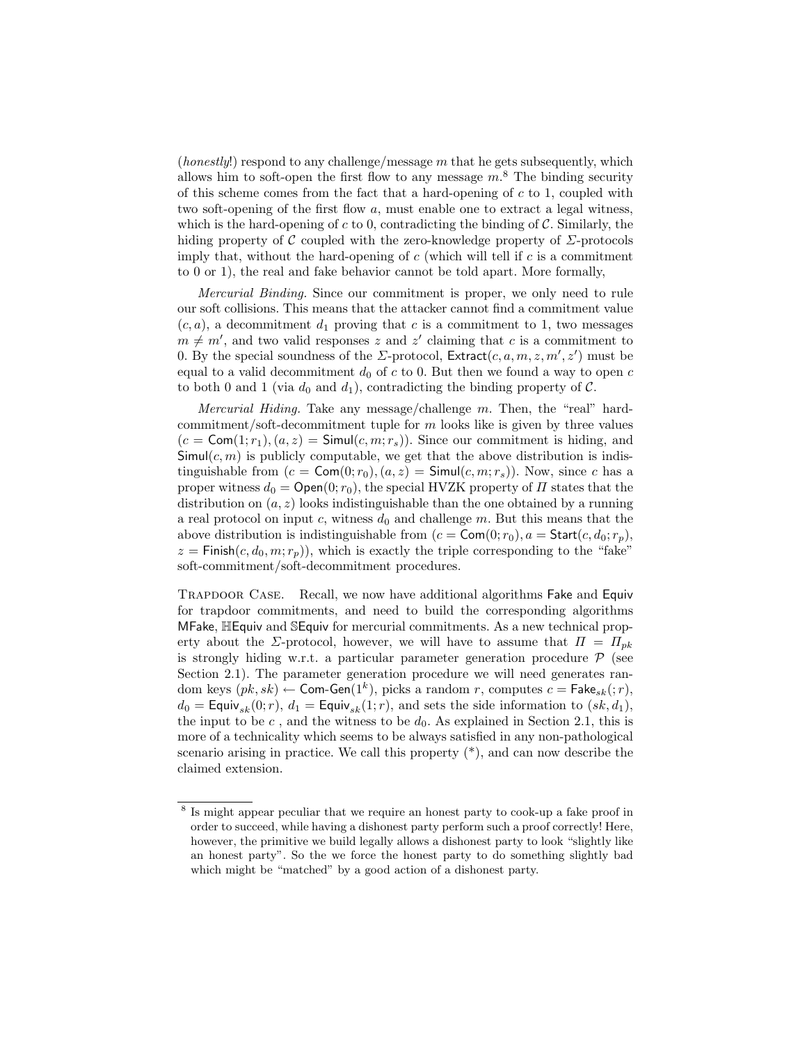(*honestly*!) respond to any challenge/message $m$ that he gets subsequently, which allows him to soft-open the first flow to any message $m$.[8] The binding security of this scheme comes from the fact that a hard-opening of $c$ to 1, coupled with two soft-opening of the first flow $a$, must enable one to extract a legal witness, which is the hard-opening of $c$ to 0, contradicting the binding of $\mathcal{C}$. Similarly, the hiding property of $\mathcal{C}$ coupled with the zero-knowledge property of $\Sigma$-protocols imply that, without the hard-opening of $c$ (which will tell if $c$ is a commitment to 0 or 1), the real and fake behavior cannot be told apart. More formally,

*Mercurial Binding.* Since our commitment is proper, we only need to rule our soft collisions. This means that the attacker cannot find a commitment value $(c, a)$, a decommitment $d_1$ proving that $c$ is a commitment to 1, two messages $m \neq m'$, and two valid responses $z$ and $z'$ claiming that $c$ is a commitment to 0. By the special soundness of the $\Sigma$-protocol, $\mathsf{Extract}(c, a, m, z, m', z')$ must be equal to a valid decommitment $d_0$ of $c$ to 0. But then we found a way to open $c$ to both 0 and 1 (via $d_0$ and $d_1$), contradicting the binding property of $\mathcal{C}$.

*Mercurial Hiding.* Take any message/challenge $m$. Then, the "real" hard-commitment/soft-decommitment tuple for $m$ looks like is given by three values $(c = \mathsf{Com}(1; r_1), (a, z) = \mathsf{Simul}(c, m; r_s))$. Since our commitment is hiding, and $\mathsf{Simul}(c, m)$ is publicly computable, we get that the above distribution is indistinguishable from $(c = \mathsf{Com}(0; r_0), (a, z) = \mathsf{Simul}(c, m; r_s))$. Now, since $c$ has a proper witness $d_0 = \mathsf{Open}(0; r_0)$, the special HVZK property of $\Pi$ states that the distribution on $(a, z)$ looks indistinguishable than the one obtained by a running a real protocol on input $c$, witness $d_0$ and challenge $m$. But this means that the above distribution is indistinguishable from $(c = \mathsf{Com}(0; r_0), a = \mathsf{Start}(c, d_0; r_p),$ $z = \mathsf{Finish}(c, d_0, m; r_p))$, which is exactly the triple corresponding to the "fake" soft-commitment/soft-decommitment procedures.

Trapdoor Case. Recall, we now have additional algorithms $\mathsf{Fake}$ and $\mathsf{Equiv}$ for trapdoor commitments, and need to build the corresponding algorithms $\mathsf{MFake}$, $\mathbb{H}\mathsf{Equiv}$ and $\mathbb{S}\mathsf{Equiv}$ for mercurial commitments. As a new technical property about the $\Sigma$-protocol, however, we will have to assume that $\Pi = \Pi_{pk}$ is strongly hiding w.r.t. a particular parameter generation procedure $\mathcal{P}$ (see Section 2.1). The parameter generation procedure we will need generates random keys $(pk, sk) \leftarrow \mathsf{Com\text{-}Gen}(1^k)$, picks a random $r$, computes $c = \mathsf{Fake}_{sk}(; r)$, $d_0 = \mathsf{Equiv}_{sk}(0; r)$, $d_1 = \mathsf{Equiv}_{sk}(1; r)$, and sets the side information to $(sk, d_1)$, the input to be $c$ , and the witness to be $d_0$. As explained in Section 2.1, this is more of a technicality which seems to be always satisfied in any non-pathological scenario arising in practice. We call this property (*), and can now describe the claimed extension.

---

[8] Is might appear peculiar that we require an honest party to cook-up a fake proof in order to succeed, while having a dishonest party perform such a proof correctly! Here, however, the primitive we build legally allows a dishonest party to look "slightly like an honest party". So the we force the honest party to do something slightly bad which might be "matched" by a good action of a dishonest party.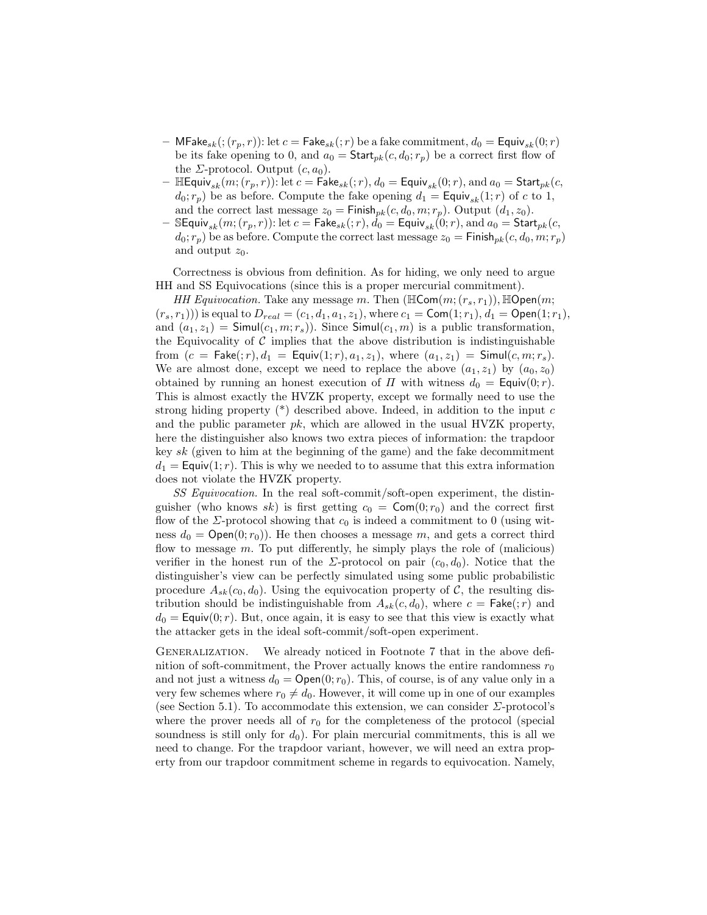- $\mathsf{MFake}_{sk}(;(r_p, r))$: let $c = \mathsf{Fake}_{sk}(;r)$ be a fake commitment, $d_0 = \mathsf{Equiv}_{sk}(0;r)$ be its fake opening to 0, and $a_0 = \mathsf{Start}_{pk}(c, d_0; r_p)$ be a correct first flow of the $\Sigma$-protocol. Output $(c, a_0)$.
- $\mathbb{H}\mathsf{Equiv}_{sk}(m;(r_p, r))$: let $c = \mathsf{Fake}_{sk}(;r)$, $d_0 = \mathsf{Equiv}_{sk}(0;r)$, and $a_0 = \mathsf{Start}_{pk}(c, d_0; r_p)$ be as before. Compute the fake opening $d_1 = \mathsf{Equiv}_{sk}(1;r)$ of $c$ to 1, and the correct last message $z_0 = \mathsf{Finish}_{pk}(c, d_0, m; r_p)$. Output $(d_1, z_0)$.
- $\mathbb{S}\mathsf{Equiv}_{sk}(m;(r_p, r))$: let $c = \mathsf{Fake}_{sk}(;r)$, $d_0 = \mathsf{Equiv}_{sk}(0;r)$, and $a_0 = \mathsf{Start}_{pk}(c, d_0; r_p)$ be as before. Compute the correct last message $z_0 = \mathsf{Finish}_{pk}(c, d_0, m; r_p)$ and output $z_0$.

Correctness is obvious from definition. As for hiding, we only need to argue HH and SS Equivocations (since this is a proper mercurial commitment).

*HH Equivocation.* Take any message $m$. Then $(\mathbb{H}\mathsf{Com}(m;(r_s, r_1)), \mathbb{H}\mathsf{Open}(m;(r_s, r_1)))$ is equal to $D_{real} = (c_1, d_1, a_1, z_1)$, where $c_1 = \mathsf{Com}(1; r_1)$, $d_1 = \mathsf{Open}(1; r_1)$, and $(a_1, z_1) = \mathsf{Simul}(c_1, m; r_s))$. Since $\mathsf{Simul}(c_1, m)$ is a public transformation, the Equivocality of $\mathcal{C}$ implies that the above distribution is indistinguishable from $(c = \mathsf{Fake}(;r), d_1 = \mathsf{Equiv}(1;r), a_1, z_1)$, where $(a_1, z_1) = \mathsf{Simul}(c, m; r_s)$. We are almost done, except we need to replace the above $(a_1, z_1)$ by $(a_0, z_0)$ obtained by running an honest execution of $\Pi$ with witness $d_0 = \mathsf{Equiv}(0; r)$. This is almost exactly the HVZK property, except we formally need to use the strong hiding property (*) described above. Indeed, in addition to the input $c$ and the public parameter $pk$, which are allowed in the usual HVZK property, here the distinguisher also knows two extra pieces of information: the trapdoor key $sk$ (given to him at the beginning of the game) and the fake decommitment $d_1 = \mathsf{Equiv}(1; r)$. This is why we needed to to assume that this extra information does not violate the HVZK property.

*SS Equivocation.* In the real soft-commit/soft-open experiment, the distinguisher (who knows $sk$) is first getting $c_0 = \mathsf{Com}(0; r_0)$ and the correct first flow of the $\Sigma$-protocol showing that $c_0$ is indeed a commitment to 0 (using witness $d_0 = \mathsf{Open}(0; r_0)$). He then chooses a message $m$, and gets a correct third flow to message $m$. To put differently, he simply plays the role of (malicious) verifier in the honest run of the $\Sigma$-protocol on pair $(c_0, d_0)$. Notice that the distinguisher's view can be perfectly simulated using some public probabilistic procedure $A_{sk}(c_0, d_0)$. Using the equivocation property of $\mathcal{C}$, the resulting distribution should be indistinguishable from $A_{sk}(c, d_0)$, where $c = \mathsf{Fake}(;r)$ and $d_0 = \mathsf{Equiv}(0; r)$. But, once again, it is easy to see that this view is exactly what the attacker gets in the ideal soft-commit/soft-open experiment.

Generalization. We already noticed in Footnote 7 that in the above definition of soft-commitment, the Prover actually knows the entire randomness $r_0$ and not just a witness $d_0 = \mathsf{Open}(0; r_0)$. This, of course, is of any value only in a very few schemes where $r_0 \neq d_0$. However, it will come up in one of our examples (see Section 5.1). To accommodate this extension, we can consider $\Sigma$-protocol's where the prover needs all of $r_0$ for the completeness of the protocol (special soundness is still only for $d_0$). For plain mercurial commitments, this is all we need to change. For the trapdoor variant, however, we will need an extra property from our trapdoor commitment scheme in regards to equivocation. Namely,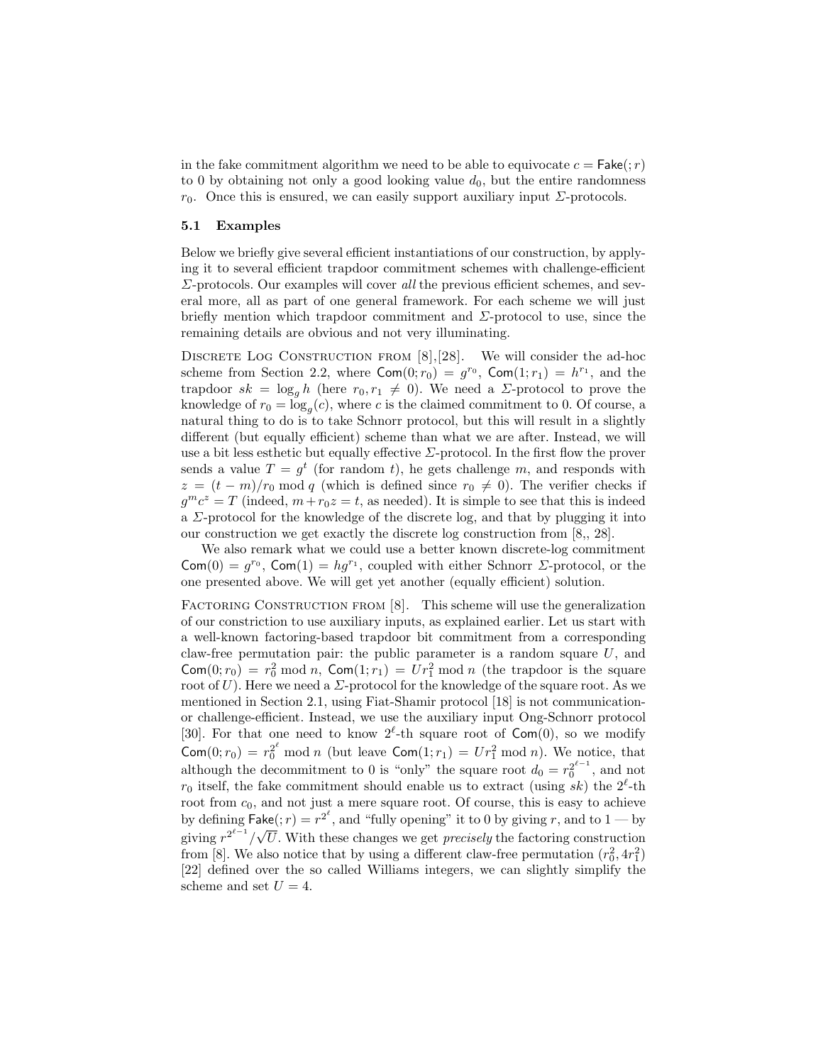in the fake commitment algorithm we need to be able to equivocate $c = \mathsf{Fake}(;r)$ to 0 by obtaining not only a good looking value $d_0$, but the entire randomness $r_0$. Once this is ensured, we can easily support auxiliary input $\Sigma$-protocols.

### 5.1 Examples

Below we briefly give several efficient instantiations of our construction, by applying it to several efficient trapdoor commitment schemes with challenge-efficient $\Sigma$-protocols. Our examples will cover *all* the previous efficient schemes, and several more, all as part of one general framework. For each scheme we will just briefly mention which trapdoor commitment and $\Sigma$-protocol to use, since the remaining details are obvious and not very illuminating.

Discrete Log Construction from [8],[28]. We will consider the ad-hoc scheme from Section 2.2, where $\mathsf{Com}(0; r_0) = g^{r_0}$, $\mathsf{Com}(1; r_1) = h^{r_1}$, and the trapdoor $sk = \log_g h$ (here $r_0, r_1 \neq 0$). We need a $\Sigma$-protocol to prove the knowledge of $r_0 = \log_g(c)$, where $c$ is the claimed commitment to 0. Of course, a natural thing to do is to take Schnorr protocol, but this will result in a slightly different (but equally efficient) scheme than what we are after. Instead, we will use a bit less esthetic but equally effective $\Sigma$-protocol. In the first flow the prover sends a value $T = g^t$ (for random $t$), he gets challenge $m$, and responds with $z = (t - m)/r_0 \bmod q$ (which is defined since $r_0 \neq 0$). The verifier checks if $g^m c^z = T$ (indeed, $m + r_0 z = t$, as needed). It is simple to see that this is indeed a $\Sigma$-protocol for the knowledge of the discrete log, and that by plugging it into our construction we get exactly the discrete log construction from [8,, 28].

We also remark what we could use a better known discrete-log commitment $\mathsf{Com}(0) = g^{r_0}$, $\mathsf{Com}(1) = hg^{r_1}$, coupled with either Schnorr $\Sigma$-protocol, or the one presented above. We will get yet another (equally efficient) solution.

Factoring Construction from [8]. This scheme will use the generalization of our constriction to use auxiliary inputs, as explained earlier. Let us start with a well-known factoring-based trapdoor bit commitment from a corresponding claw-free permutation pair: the public parameter is a random square $U$, and $\mathsf{Com}(0; r_0) = r_0^2 \bmod n$, $\mathsf{Com}(1; r_1) = U r_1^2 \bmod n$ (the trapdoor is the square root of $U$). Here we need a $\Sigma$-protocol for the knowledge of the square root. As we mentioned in Section 2.1, using Fiat-Shamir protocol [18] is not communication- or challenge-efficient. Instead, we use the auxiliary input Ong-Schnorr protocol [30]. For that one need to know $2^\ell$-th square root of $\mathsf{Com}(0)$, so we modify $\mathsf{Com}(0; r_0) = r_0^{2^\ell} \bmod n$ (but leave $\mathsf{Com}(1; r_1) = U r_1^2 \bmod n$). We notice, that although the decommitment to 0 is "only" the square root $d_0 = r_0^{2^{\ell-1}}$, and not $r_0$ itself, the fake commitment should enable us to extract (using $sk$) the $2^\ell$-th root from $c_0$, and not just a mere square root. Of course, this is easy to achieve by defining $\mathsf{Fake}(; r) = r^{2^\ell}$, and "fully opening" it to 0 by giving $r$, and to 1 — by giving $r^{2^{\ell-1}}/\sqrt{U}$. With these changes we get *precisely* the factoring construction from [8]. We also notice that by using a different claw-free permutation $(r_0^2, 4r_1^2)$ [22] defined over the so called Williams integers, we can slightly simplify the scheme and set $U = 4$.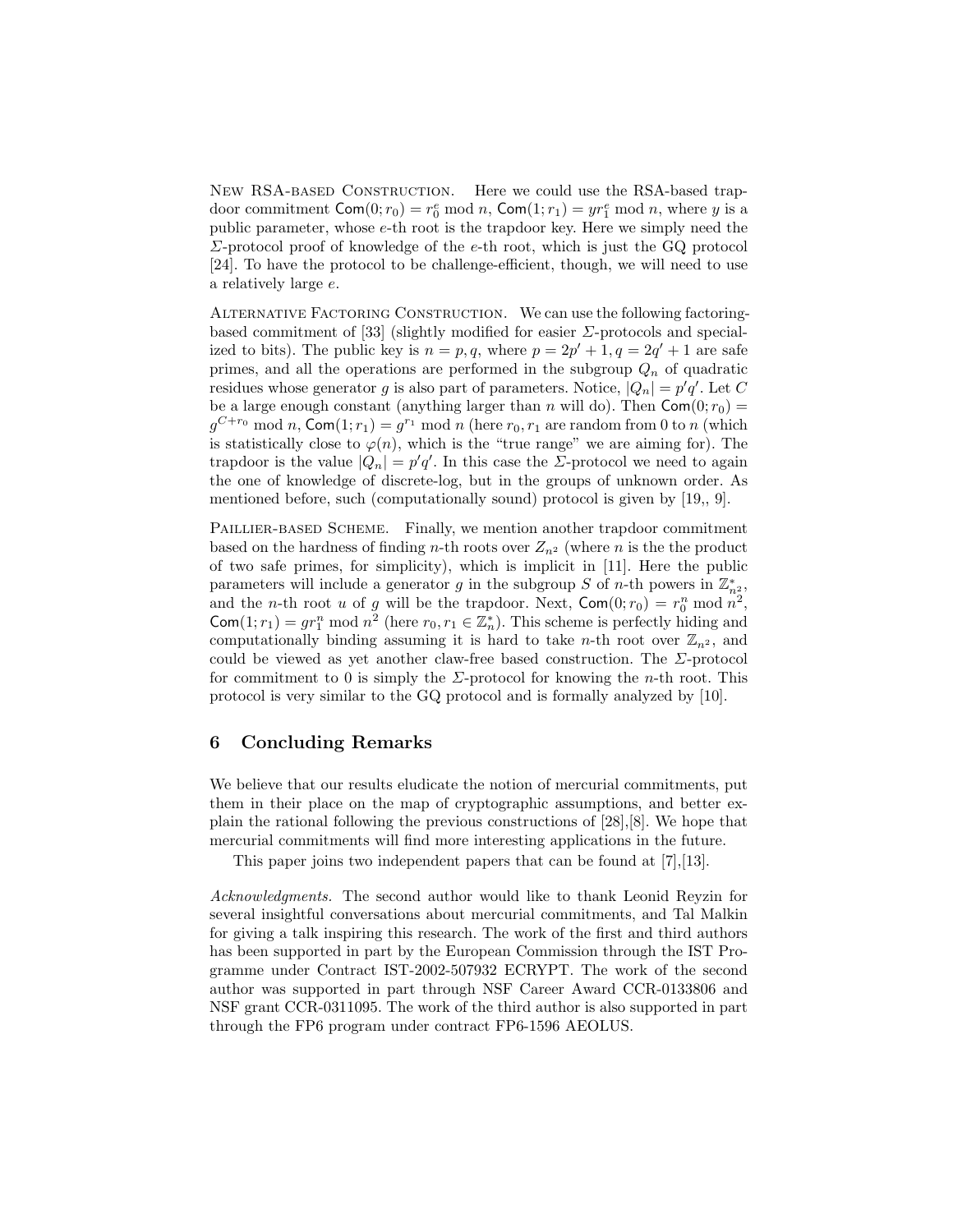New RSA-based Construction. Here we could use the RSA-based trapdoor commitment $\mathsf{Com}(0;r_0) = r_0^e \bmod n$, $\mathsf{Com}(1;r_1) = yr_1^e \bmod n$, where $y$ is a public parameter, whose $e$-th root is the trapdoor key. Here we simply need the $\Sigma$-protocol proof of knowledge of the $e$-th root, which is just the GQ protocol [24]. To have the protocol to be challenge-efficient, though, we will need to use a relatively large $e$.

Alternative Factoring Construction. We can use the following factoring-based commitment of [33] (slightly modified for easier $\Sigma$-protocols and specialized to bits). The public key is $n = p, q$, where $p = 2p' + 1, q = 2q' + 1$ are safe primes, and all the operations are performed in the subgroup $Q_n$ of quadratic residues whose generator $g$ is also part of parameters. Notice, $|Q_n| = p'q'$. Let $C$ be a large enough constant (anything larger than $n$ will do). Then $\mathsf{Com}(0;r_0) = g^{C+r_0} \bmod n$, $\mathsf{Com}(1;r_1) = g^{r_1} \bmod n$ (here $r_0, r_1$ are random from 0 to $n$ (which is statistically close to $\varphi(n)$, which is the "true range" we are aiming for). The trapdoor is the value $|Q_n| = p'q'$. In this case the $\Sigma$-protocol we need to again the one of knowledge of discrete-log, but in the groups of unknown order. As mentioned before, such (computationally sound) protocol is given by [19,, 9].

Paillier-based Scheme. Finally, we mention another trapdoor commitment based on the hardness of finding $n$-th roots over $Z_{n^2}$ (where $n$ is the the product of two safe primes, for simplicity), which is implicit in [11]. Here the public parameters will include a generator $g$ in the subgroup $S$ of $n$-th powers in $\mathbb{Z}_{n^2}^*$, and the $n$-th root $u$ of $g$ will be the trapdoor. Next, $\mathsf{Com}(0;r_0) = r_0^n \bmod n^2$, $\mathsf{Com}(1;r_1) = gr_1^n \bmod n^2$ (here $r_0, r_1 \in \mathbb{Z}_n^*$). This scheme is perfectly hiding and computationally binding assuming it is hard to take $n$-th root over $\mathbb{Z}_{n^2}$, and could be viewed as yet another claw-free based construction. The $\Sigma$-protocol for commitment to 0 is simply the $\Sigma$-protocol for knowing the $n$-th root. This protocol is very similar to the GQ protocol and is formally analyzed by [10].

## 6 Concluding Remarks

We believe that our results eludicate the notion of mercurial commitments, put them in their place on the map of cryptographic assumptions, and better explain the rational following the previous constructions of [28],[8]. We hope that mercurial commitments will find more interesting applications in the future.

This paper joins two independent papers that can be found at [7],[13].

*Acknowledgments.* The second author would like to thank Leonid Reyzin for several insightful conversations about mercurial commitments, and Tal Malkin for giving a talk inspiring this research. The work of the first and third authors has been supported in part by the European Commission through the IST Programme under Contract IST-2002-507932 ECRYPT. The work of the second author was supported in part through NSF Career Award CCR-0133806 and NSF grant CCR-0311095. The work of the third author is also supported in part through the FP6 program under contract FP6-1596 AEOLUS.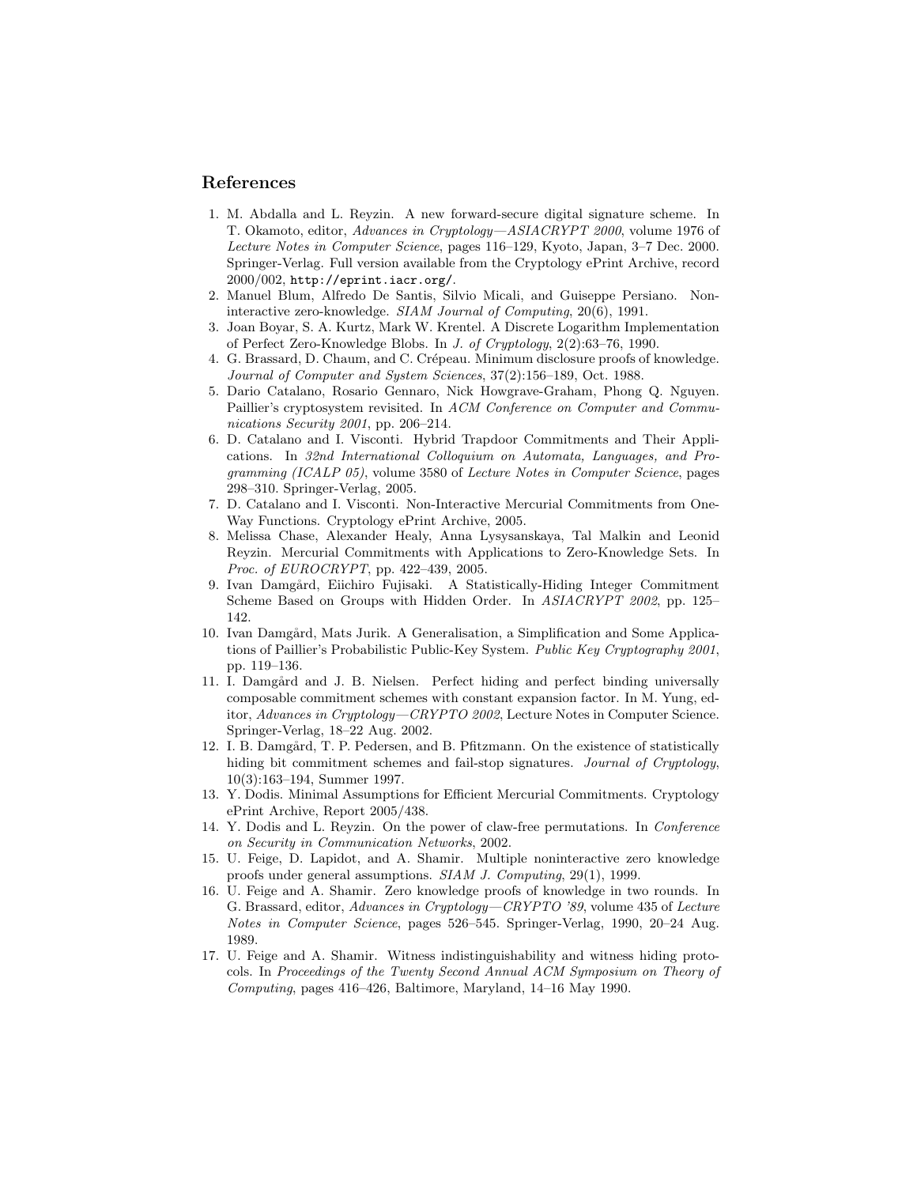## References

1. M. Abdalla and L. Reyzin. A new forward-secure digital signature scheme. In T. Okamoto, editor, *Advances in Cryptology—ASIACRYPT 2000*, volume 1976 of *Lecture Notes in Computer Science*, pages 116–129, Kyoto, Japan, 3–7 Dec. 2000. Springer-Verlag. Full version available from the Cryptology ePrint Archive, record 2000/002, `http://eprint.iacr.org/`.
2. Manuel Blum, Alfredo De Santis, Silvio Micali, and Guiseppe Persiano. Noninteractive zero-knowledge. *SIAM Journal of Computing*, 20(6), 1991.
3. Joan Boyar, S. A. Kurtz, Mark W. Krentel. A Discrete Logarithm Implementation of Perfect Zero-Knowledge Blobs. In *J. of Cryptology*, 2(2):63–76, 1990.
4. G. Brassard, D. Chaum, and C. Crépeau. Minimum disclosure proofs of knowledge. *Journal of Computer and System Sciences*, 37(2):156–189, Oct. 1988.
5. Dario Catalano, Rosario Gennaro, Nick Howgrave-Graham, Phong Q. Nguyen. Paillier's cryptosystem revisited. In *ACM Conference on Computer and Communications Security 2001*, pp. 206–214.
6. D. Catalano and I. Visconti. Hybrid Trapdoor Commitments and Their Applications. In *32nd International Colloquium on Automata, Languages, and Programming (ICALP 05)*, volume 3580 of *Lecture Notes in Computer Science*, pages 298–310. Springer-Verlag, 2005.
7. D. Catalano and I. Visconti. Non-Interactive Mercurial Commitments from One-Way Functions. Cryptology ePrint Archive, 2005.
8. Melissa Chase, Alexander Healy, Anna Lysysanskaya, Tal Malkin and Leonid Reyzin. Mercurial Commitments with Applications to Zero-Knowledge Sets. In *Proc. of EUROCRYPT*, pp. 422–439, 2005.
9. Ivan Damgård, Eiichiro Fujisaki. A Statistically-Hiding Integer Commitment Scheme Based on Groups with Hidden Order. In *ASIACRYPT 2002*, pp. 125–142.
10. Ivan Damgård, Mats Jurik. A Generalisation, a Simplification and Some Applications of Paillier's Probabilistic Public-Key System. *Public Key Cryptography 2001*, pp. 119–136.
11. I. Damgård and J. B. Nielsen. Perfect hiding and perfect binding universally composable commitment schemes with constant expansion factor. In M. Yung, editor, *Advances in Cryptology—CRYPTO 2002*, Lecture Notes in Computer Science. Springer-Verlag, 18–22 Aug. 2002.
12. I. B. Damgård, T. P. Pedersen, and B. Pfitzmann. On the existence of statistically hiding bit commitment schemes and fail-stop signatures. *Journal of Cryptology*, 10(3):163–194, Summer 1997.
13. Y. Dodis. Minimal Assumptions for Efficient Mercurial Commitments. Cryptology ePrint Archive, Report 2005/438.
14. Y. Dodis and L. Reyzin. On the power of claw-free permutations. In *Conference on Security in Communication Networks*, 2002.
15. U. Feige, D. Lapidot, and A. Shamir. Multiple noninteractive zero knowledge proofs under general assumptions. *SIAM J. Computing*, 29(1), 1999.
16. U. Feige and A. Shamir. Zero knowledge proofs of knowledge in two rounds. In G. Brassard, editor, *Advances in Cryptology—CRYPTO '89*, volume 435 of *Lecture Notes in Computer Science*, pages 526–545. Springer-Verlag, 1990, 20–24 Aug. 1989.
17. U. Feige and A. Shamir. Witness indistinguishability and witness hiding protocols. In *Proceedings of the Twenty Second Annual ACM Symposium on Theory of Computing*, pages 416–426, Baltimore, Maryland, 14–16 May 1990.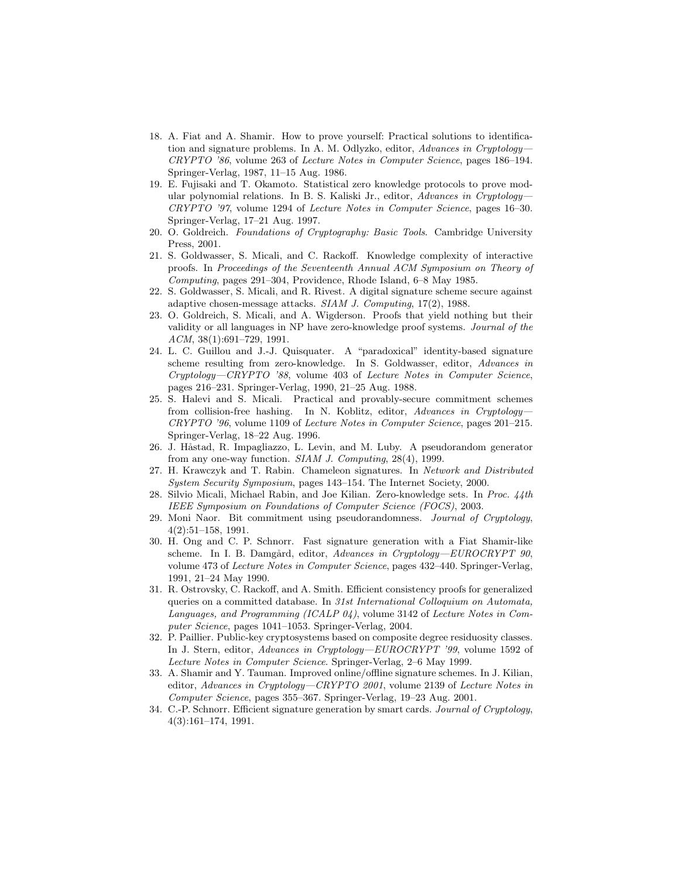18. A. Fiat and A. Shamir. How to prove yourself: Practical solutions to identification and signature problems. In A. M. Odlyzko, editor, *Advances in Cryptology—CRYPTO '86*, volume 263 of *Lecture Notes in Computer Science*, pages 186–194. Springer-Verlag, 1987, 11–15 Aug. 1986.
19. E. Fujisaki and T. Okamoto. Statistical zero knowledge protocols to prove modular polynomial relations. In B. S. Kaliski Jr., editor, *Advances in Cryptology—CRYPTO '97*, volume 1294 of *Lecture Notes in Computer Science*, pages 16–30. Springer-Verlag, 17–21 Aug. 1997.
20. O. Goldreich. *Foundations of Cryptography: Basic Tools*. Cambridge University Press, 2001.
21. S. Goldwasser, S. Micali, and C. Rackoff. Knowledge complexity of interactive proofs. In *Proceedings of the Seventeenth Annual ACM Symposium on Theory of Computing*, pages 291–304, Providence, Rhode Island, 6–8 May 1985.
22. S. Goldwasser, S. Micali, and R. Rivest. A digital signature scheme secure against adaptive chosen-message attacks. *SIAM J. Computing*, 17(2), 1988.
23. O. Goldreich, S. Micali, and A. Wigderson. Proofs that yield nothing but their validity or all languages in NP have zero-knowledge proof systems. *Journal of the ACM*, 38(1):691–729, 1991.
24. L. C. Guillou and J.-J. Quisquater. A "paradoxical" identity-based signature scheme resulting from zero-knowledge. In S. Goldwasser, editor, *Advances in Cryptology—CRYPTO '88*, volume 403 of *Lecture Notes in Computer Science*, pages 216–231. Springer-Verlag, 1990, 21–25 Aug. 1988.
25. S. Halevi and S. Micali. Practical and provably-secure commitment schemes from collision-free hashing. In N. Koblitz, editor, *Advances in Cryptology—CRYPTO '96*, volume 1109 of *Lecture Notes in Computer Science*, pages 201–215. Springer-Verlag, 18–22 Aug. 1996.
26. J. Håstad, R. Impagliazzo, L. Levin, and M. Luby. A pseudorandom generator from any one-way function. *SIAM J. Computing*, 28(4), 1999.
27. H. Krawczyk and T. Rabin. Chameleon signatures. In *Network and Distributed System Security Symposium*, pages 143–154. The Internet Society, 2000.
28. Silvio Micali, Michael Rabin, and Joe Kilian. Zero-knowledge sets. In *Proc. 44th IEEE Symposium on Foundations of Computer Science (FOCS)*, 2003.
29. Moni Naor. Bit commitment using pseudorandomness. *Journal of Cryptology*, 4(2):51–158, 1991.
30. H. Ong and C. P. Schnorr. Fast signature generation with a Fiat Shamir-like scheme. In I. B. Damgård, editor, *Advances in Cryptology—EUROCRYPT 90*, volume 473 of *Lecture Notes in Computer Science*, pages 432–440. Springer-Verlag, 1991, 21–24 May 1990.
31. R. Ostrovsky, C. Rackoff, and A. Smith. Efficient consistency proofs for generalized queries on a committed database. In *31st International Colloquium on Automata, Languages, and Programming (ICALP 04)*, volume 3142 of *Lecture Notes in Computer Science*, pages 1041–1053. Springer-Verlag, 2004.
32. P. Paillier. Public-key cryptosystems based on composite degree residuosity classes. In J. Stern, editor, *Advances in Cryptology—EUROCRYPT '99*, volume 1592 of *Lecture Notes in Computer Science*. Springer-Verlag, 2–6 May 1999.
33. A. Shamir and Y. Tauman. Improved online/offline signature schemes. In J. Kilian, editor, *Advances in Cryptology—CRYPTO 2001*, volume 2139 of *Lecture Notes in Computer Science*, pages 355–367. Springer-Verlag, 19–23 Aug. 2001.
34. C.-P. Schnorr. Efficient signature generation by smart cards. *Journal of Cryptology*, 4(3):161–174, 1991.